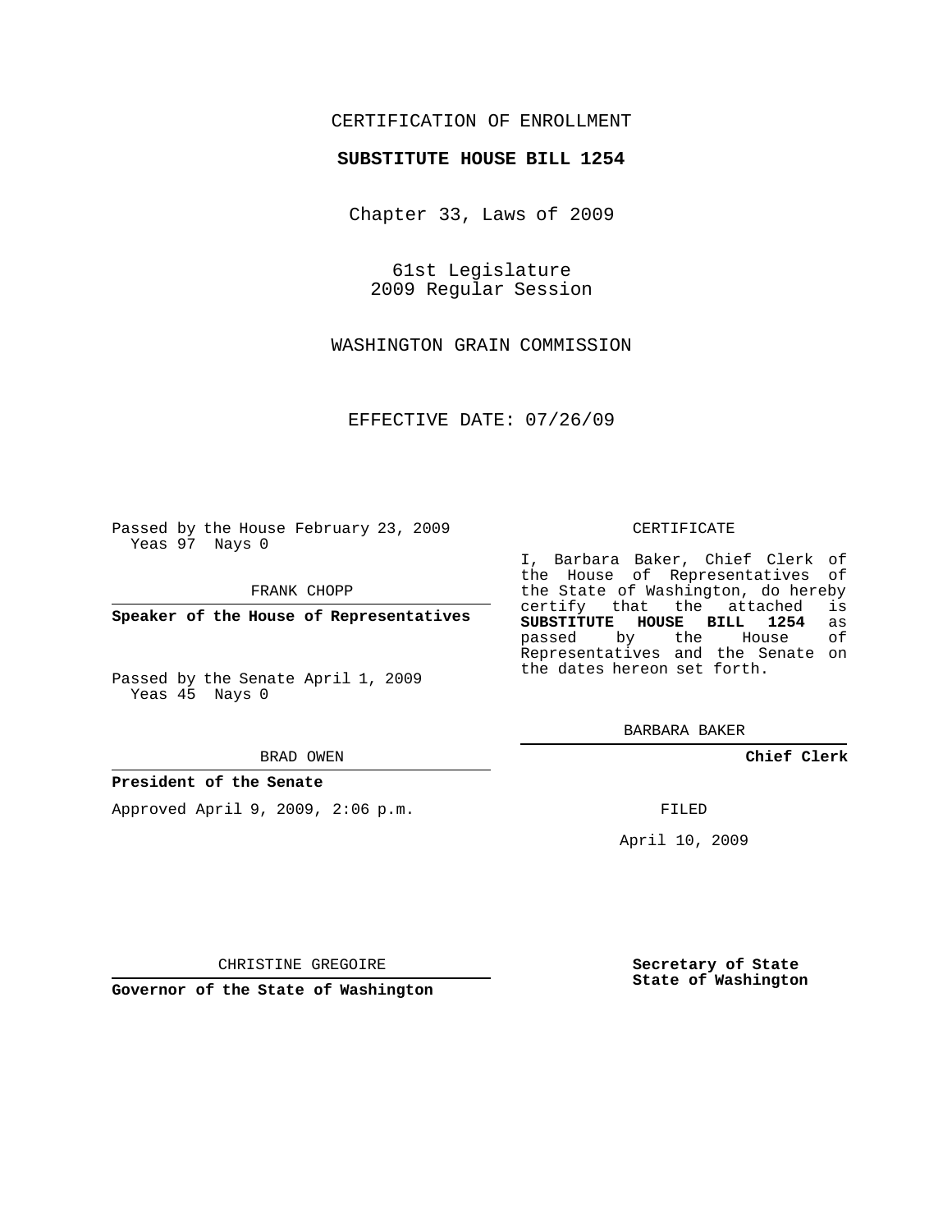CERTIFICATION OF ENROLLMENT

**SUBSTITUTE HOUSE BILL 1254**

Chapter 33, Laws of 2009

61st Legislature
2009 Regular Session

WASHINGTON GRAIN COMMISSION

EFFECTIVE DATE: 07/26/09

Passed by the House February 23, 2009
Yeas 97 Nays 0

FRANK CHOPP

**Speaker of the House of Representatives**

Passed by the Senate April 1, 2009
Yeas 45 Nays 0

BRAD OWEN

**President of the Senate**

Approved April 9, 2009, 2:06 p.m.

CHRISTINE GREGOIRE

**Governor of the State of Washington**

CERTIFICATE

I, Barbara Baker, Chief Clerk of the House of Representatives of the State of Washington, do hereby certify that the attached is **SUBSTITUTE HOUSE BILL 1254** as passed by the House of Representatives and the Senate on the dates hereon set forth.

BARBARA BAKER

**Chief Clerk**

FILED

April 10, 2009

**Secretary of State**
**State of Washington**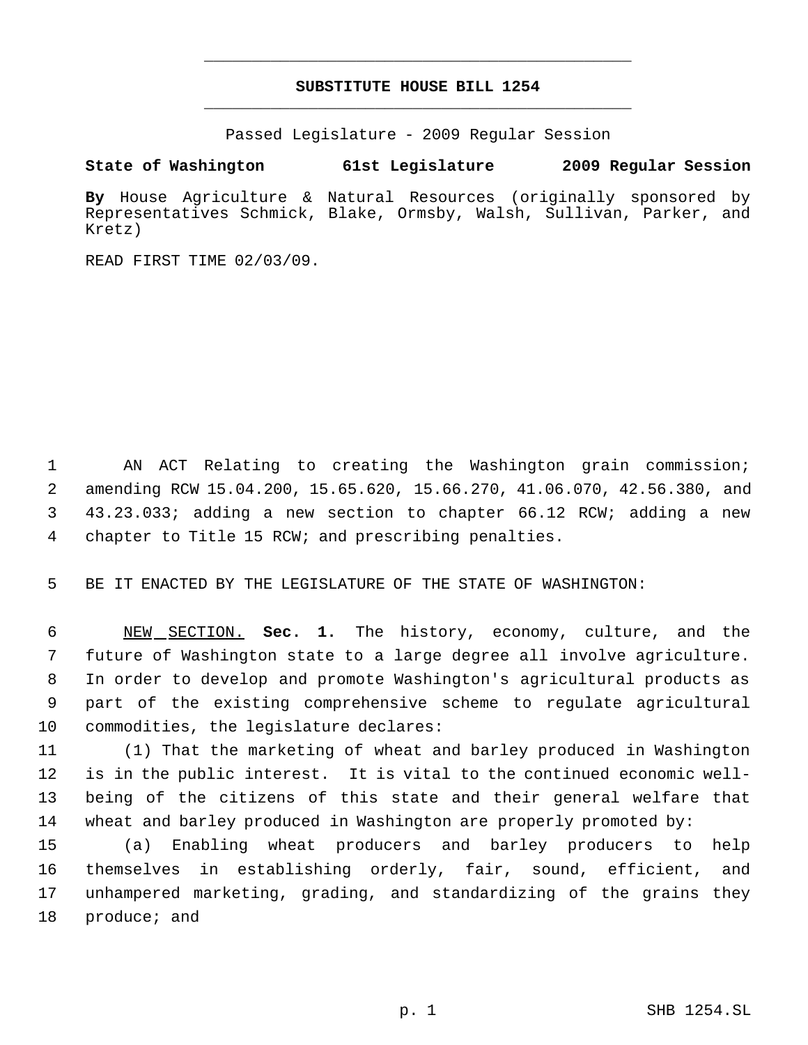# SUBSTITUTE HOUSE BILL 1254

Passed Legislature - 2009 Regular Session

**State of Washington 61st Legislature 2009 Regular Session**

**By** House Agriculture & Natural Resources (originally sponsored by Representatives Schmick, Blake, Ormsby, Walsh, Sullivan, Parker, and Kretz)

READ FIRST TIME 02/03/09.

AN ACT Relating to creating the Washington grain commission; amending RCW 15.04.200, 15.65.620, 15.66.270, 41.06.070, 42.56.380, and 43.23.033; adding a new section to chapter 66.12 RCW; adding a new chapter to Title 15 RCW; and prescribing penalties.

BE IT ENACTED BY THE LEGISLATURE OF THE STATE OF WASHINGTON:

NEW SECTION. **Sec. 1.** The history, economy, culture, and the future of Washington state to a large degree all involve agriculture. In order to develop and promote Washington's agricultural products as part of the existing comprehensive scheme to regulate agricultural commodities, the legislature declares:

(1) That the marketing of wheat and barley produced in Washington is in the public interest. It is vital to the continued economic well-being of the citizens of this state and their general welfare that wheat and barley produced in Washington are properly promoted by:

(a) Enabling wheat producers and barley producers to help themselves in establishing orderly, fair, sound, efficient, and unhampered marketing, grading, and standardizing of the grains they produce; and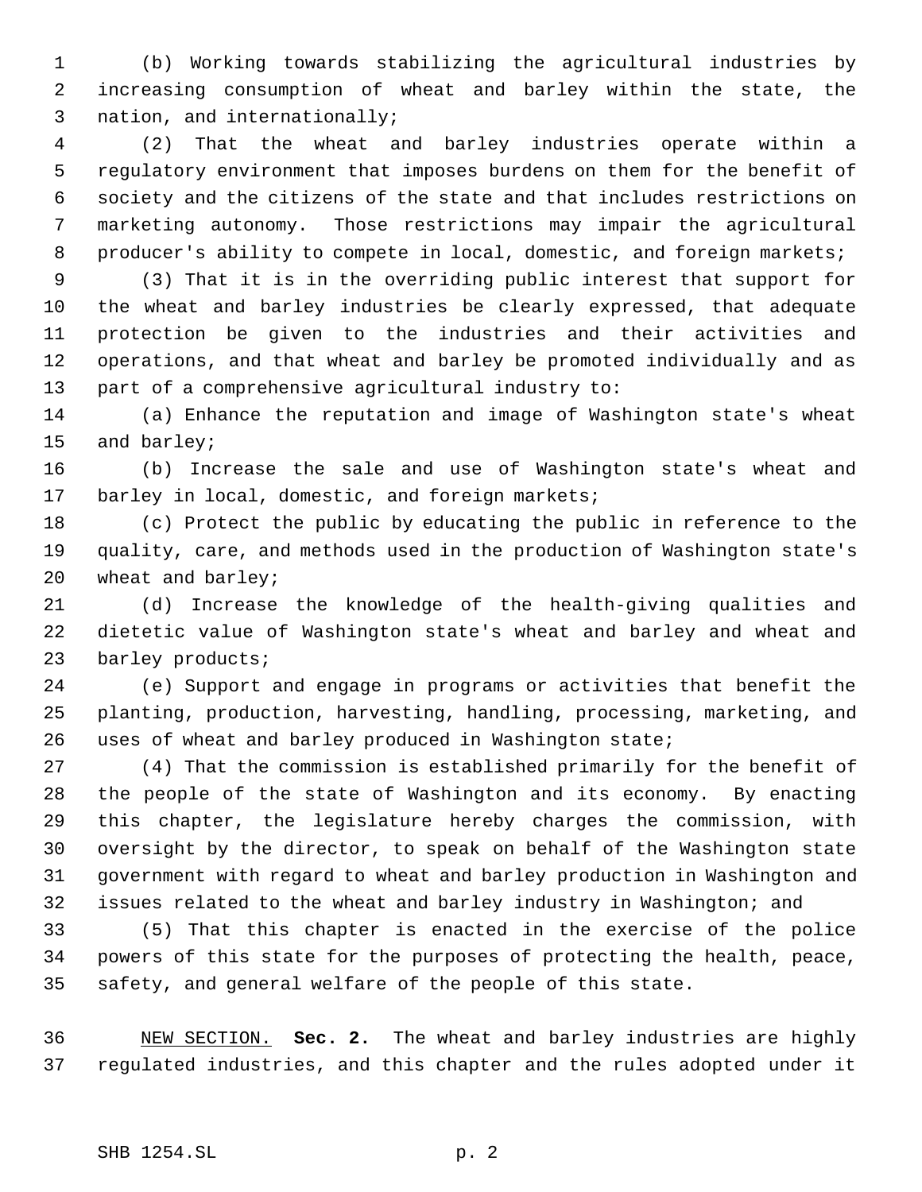(b) Working towards stabilizing the agricultural industries by increasing consumption of wheat and barley within the state, the nation, and internationally;

(2) That the wheat and barley industries operate within a regulatory environment that imposes burdens on them for the benefit of society and the citizens of the state and that includes restrictions on marketing autonomy. Those restrictions may impair the agricultural producer's ability to compete in local, domestic, and foreign markets;

(3) That it is in the overriding public interest that support for the wheat and barley industries be clearly expressed, that adequate protection be given to the industries and their activities and operations, and that wheat and barley be promoted individually and as part of a comprehensive agricultural industry to:

(a) Enhance the reputation and image of Washington state's wheat and barley;

(b) Increase the sale and use of Washington state's wheat and barley in local, domestic, and foreign markets;

(c) Protect the public by educating the public in reference to the quality, care, and methods used in the production of Washington state's wheat and barley;

(d) Increase the knowledge of the health-giving qualities and dietetic value of Washington state's wheat and barley and wheat and barley products;

(e) Support and engage in programs or activities that benefit the planting, production, harvesting, handling, processing, marketing, and uses of wheat and barley produced in Washington state;

(4) That the commission is established primarily for the benefit of the people of the state of Washington and its economy. By enacting this chapter, the legislature hereby charges the commission, with oversight by the director, to speak on behalf of the Washington state government with regard to wheat and barley production in Washington and issues related to the wheat and barley industry in Washington; and

(5) That this chapter is enacted in the exercise of the police powers of this state for the purposes of protecting the health, peace, safety, and general welfare of the people of this state.

NEW SECTION. **Sec. 2.** The wheat and barley industries are highly regulated industries, and this chapter and the rules adopted under it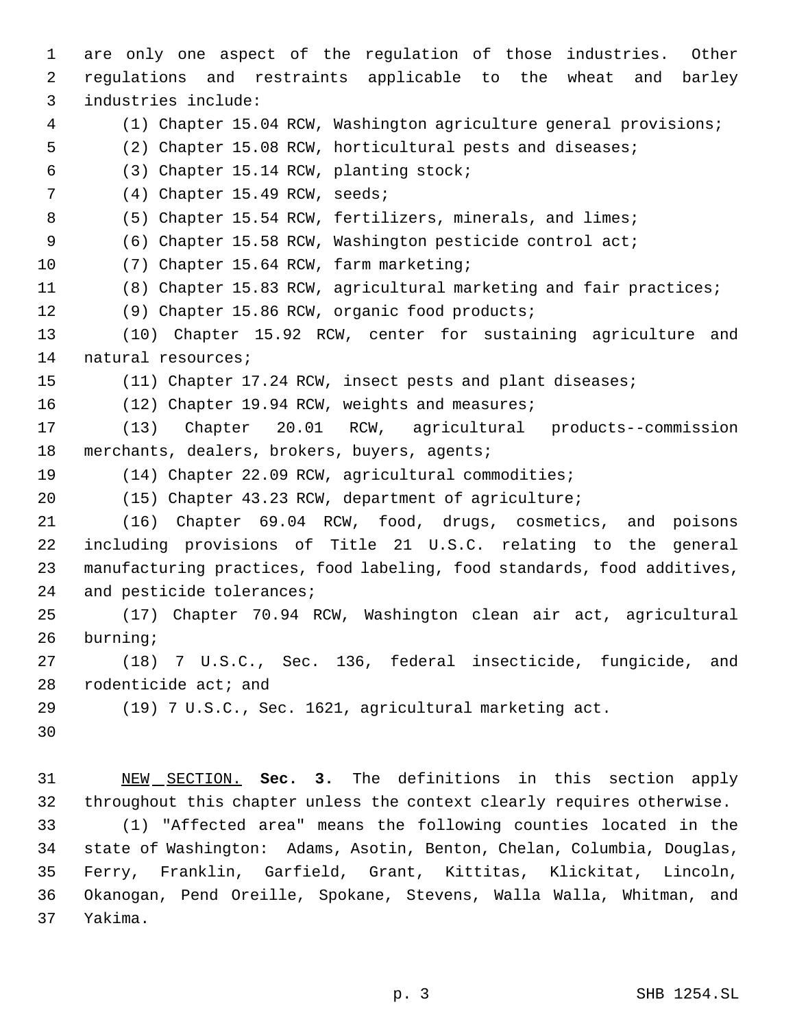are only one aspect of the regulation of those industries. Other regulations and restraints applicable to the wheat and barley industries include:

(1) Chapter 15.04 RCW, Washington agriculture general provisions;

(2) Chapter 15.08 RCW, horticultural pests and diseases;

(3) Chapter 15.14 RCW, planting stock;

(4) Chapter 15.49 RCW, seeds;

(5) Chapter 15.54 RCW, fertilizers, minerals, and limes;

(6) Chapter 15.58 RCW, Washington pesticide control act;

(7) Chapter 15.64 RCW, farm marketing;

(8) Chapter 15.83 RCW, agricultural marketing and fair practices;

(9) Chapter 15.86 RCW, organic food products;

(10) Chapter 15.92 RCW, center for sustaining agriculture and natural resources;

(11) Chapter 17.24 RCW, insect pests and plant diseases;

(12) Chapter 19.94 RCW, weights and measures;

(13) Chapter 20.01 RCW, agricultural products--commission merchants, dealers, brokers, buyers, agents;

(14) Chapter 22.09 RCW, agricultural commodities;

(15) Chapter 43.23 RCW, department of agriculture;

(16) Chapter 69.04 RCW, food, drugs, cosmetics, and poisons including provisions of Title 21 U.S.C. relating to the general manufacturing practices, food labeling, food standards, food additives, and pesticide tolerances;

(17) Chapter 70.94 RCW, Washington clean air act, agricultural burning;

(18) 7 U.S.C., Sec. 136, federal insecticide, fungicide, and rodenticide act; and

(19) 7 U.S.C., Sec. 1621, agricultural marketing act.

NEW SECTION. **Sec. 3.** The definitions in this section apply throughout this chapter unless the context clearly requires otherwise.

(1) "Affected area" means the following counties located in the state of Washington: Adams, Asotin, Benton, Chelan, Columbia, Douglas, Ferry, Franklin, Garfield, Grant, Kittitas, Klickitat, Lincoln, Okanogan, Pend Oreille, Spokane, Stevens, Walla Walla, Whitman, and Yakima.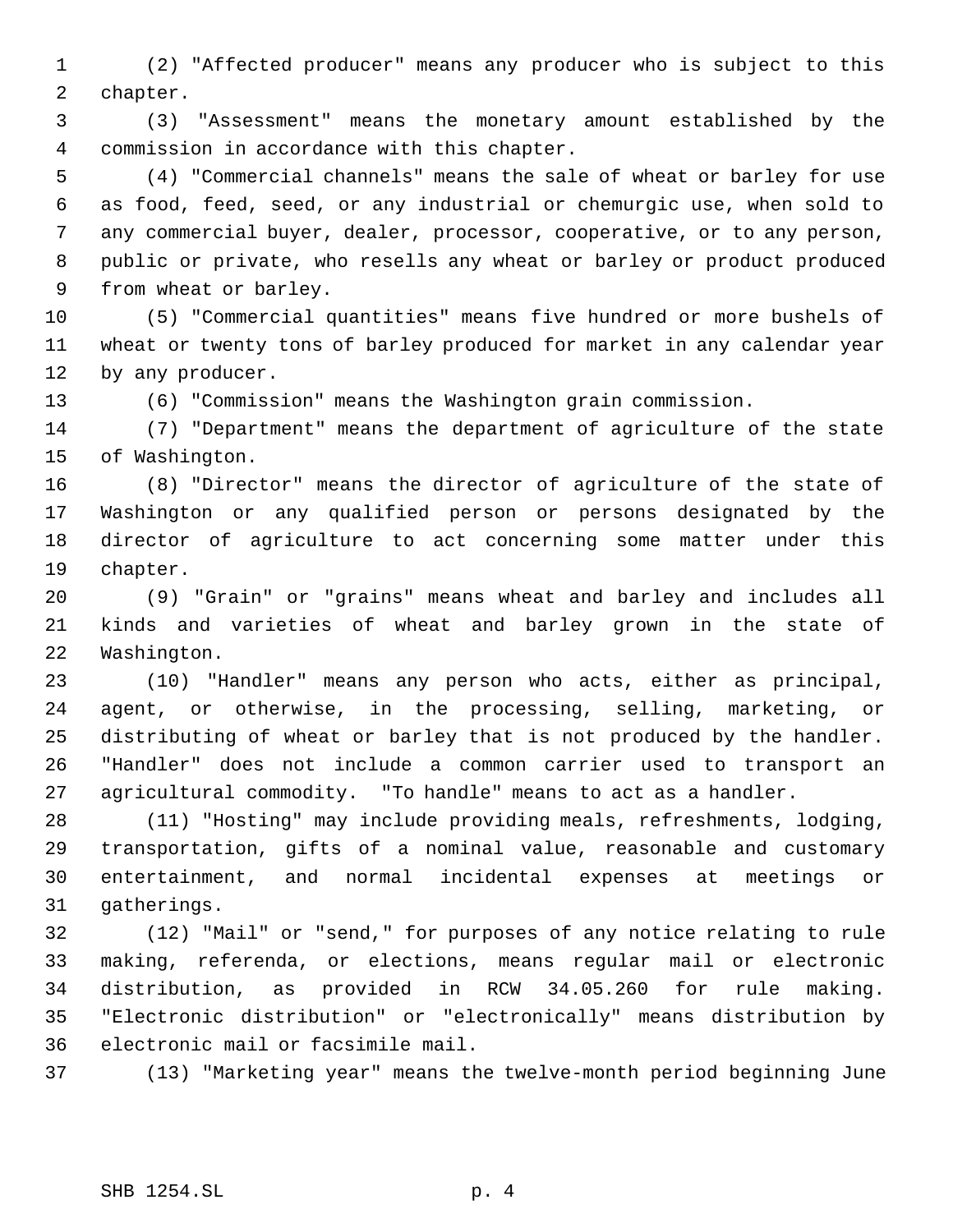(2) "Affected producer" means any producer who is subject to this chapter.

(3) "Assessment" means the monetary amount established by the commission in accordance with this chapter.

(4) "Commercial channels" means the sale of wheat or barley for use as food, feed, seed, or any industrial or chemurgic use, when sold to any commercial buyer, dealer, processor, cooperative, or to any person, public or private, who resells any wheat or barley or product produced from wheat or barley.

(5) "Commercial quantities" means five hundred or more bushels of wheat or twenty tons of barley produced for market in any calendar year by any producer.

(6) "Commission" means the Washington grain commission.

(7) "Department" means the department of agriculture of the state of Washington.

(8) "Director" means the director of agriculture of the state of Washington or any qualified person or persons designated by the director of agriculture to act concerning some matter under this chapter.

(9) "Grain" or "grains" means wheat and barley and includes all kinds and varieties of wheat and barley grown in the state of Washington.

(10) "Handler" means any person who acts, either as principal, agent, or otherwise, in the processing, selling, marketing, or distributing of wheat or barley that is not produced by the handler. "Handler" does not include a common carrier used to transport an agricultural commodity. "To handle" means to act as a handler.

(11) "Hosting" may include providing meals, refreshments, lodging, transportation, gifts of a nominal value, reasonable and customary entertainment, and normal incidental expenses at meetings or gatherings.

(12) "Mail" or "send," for purposes of any notice relating to rule making, referenda, or elections, means regular mail or electronic distribution, as provided in RCW 34.05.260 for rule making. "Electronic distribution" or "electronically" means distribution by electronic mail or facsimile mail.

(13) "Marketing year" means the twelve-month period beginning June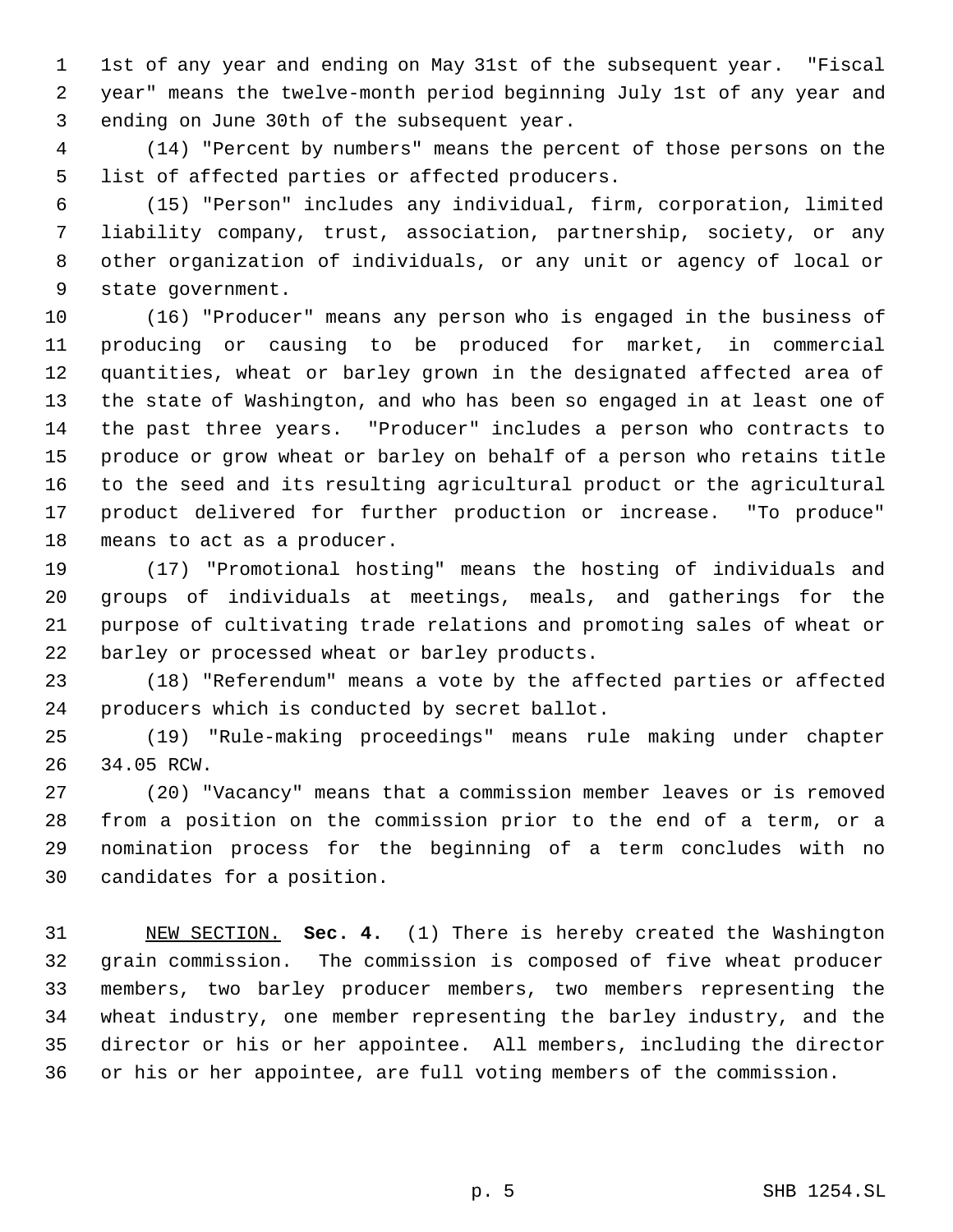1st of any year and ending on May 31st of the subsequent year. "Fiscal year" means the twelve-month period beginning July 1st of any year and ending on June 30th of the subsequent year.

(14) "Percent by numbers" means the percent of those persons on the list of affected parties or affected producers.

(15) "Person" includes any individual, firm, corporation, limited liability company, trust, association, partnership, society, or any other organization of individuals, or any unit or agency of local or state government.

(16) "Producer" means any person who is engaged in the business of producing or causing to be produced for market, in commercial quantities, wheat or barley grown in the designated affected area of the state of Washington, and who has been so engaged in at least one of the past three years. "Producer" includes a person who contracts to produce or grow wheat or barley on behalf of a person who retains title to the seed and its resulting agricultural product or the agricultural product delivered for further production or increase. "To produce" means to act as a producer.

(17) "Promotional hosting" means the hosting of individuals and groups of individuals at meetings, meals, and gatherings for the purpose of cultivating trade relations and promoting sales of wheat or barley or processed wheat or barley products.

(18) "Referendum" means a vote by the affected parties or affected producers which is conducted by secret ballot.

(19) "Rule-making proceedings" means rule making under chapter 34.05 RCW.

(20) "Vacancy" means that a commission member leaves or is removed from a position on the commission prior to the end of a term, or a nomination process for the beginning of a term concludes with no candidates for a position.

NEW SECTION. **Sec. 4.** (1) There is hereby created the Washington grain commission. The commission is composed of five wheat producer members, two barley producer members, two members representing the wheat industry, one member representing the barley industry, and the director or his or her appointee. All members, including the director or his or her appointee, are full voting members of the commission.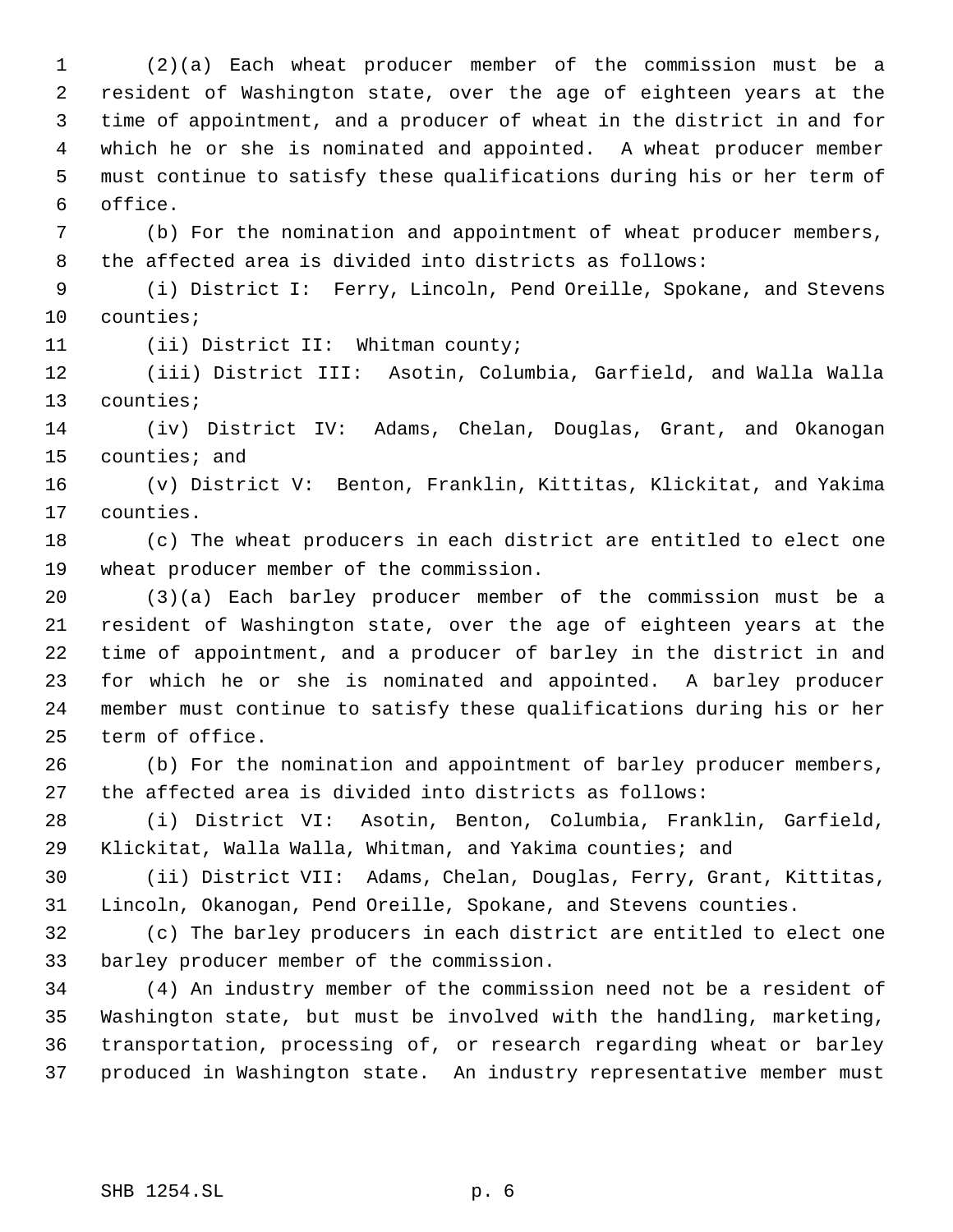(2)(a) Each wheat producer member of the commission must be a resident of Washington state, over the age of eighteen years at the time of appointment, and a producer of wheat in the district in and for which he or she is nominated and appointed. A wheat producer member must continue to satisfy these qualifications during his or her term of office.

(b) For the nomination and appointment of wheat producer members, the affected area is divided into districts as follows:

(i) District I: Ferry, Lincoln, Pend Oreille, Spokane, and Stevens counties;

(ii) District II: Whitman county;

(iii) District III: Asotin, Columbia, Garfield, and Walla Walla counties;

(iv) District IV: Adams, Chelan, Douglas, Grant, and Okanogan counties; and

(v) District V: Benton, Franklin, Kittitas, Klickitat, and Yakima counties.

(c) The wheat producers in each district are entitled to elect one wheat producer member of the commission.

(3)(a) Each barley producer member of the commission must be a resident of Washington state, over the age of eighteen years at the time of appointment, and a producer of barley in the district in and for which he or she is nominated and appointed. A barley producer member must continue to satisfy these qualifications during his or her term of office.

(b) For the nomination and appointment of barley producer members, the affected area is divided into districts as follows:

(i) District VI: Asotin, Benton, Columbia, Franklin, Garfield, Klickitat, Walla Walla, Whitman, and Yakima counties; and

(ii) District VII: Adams, Chelan, Douglas, Ferry, Grant, Kittitas, Lincoln, Okanogan, Pend Oreille, Spokane, and Stevens counties.

(c) The barley producers in each district are entitled to elect one barley producer member of the commission.

(4) An industry member of the commission need not be a resident of Washington state, but must be involved with the handling, marketing, transportation, processing of, or research regarding wheat or barley produced in Washington state. An industry representative member must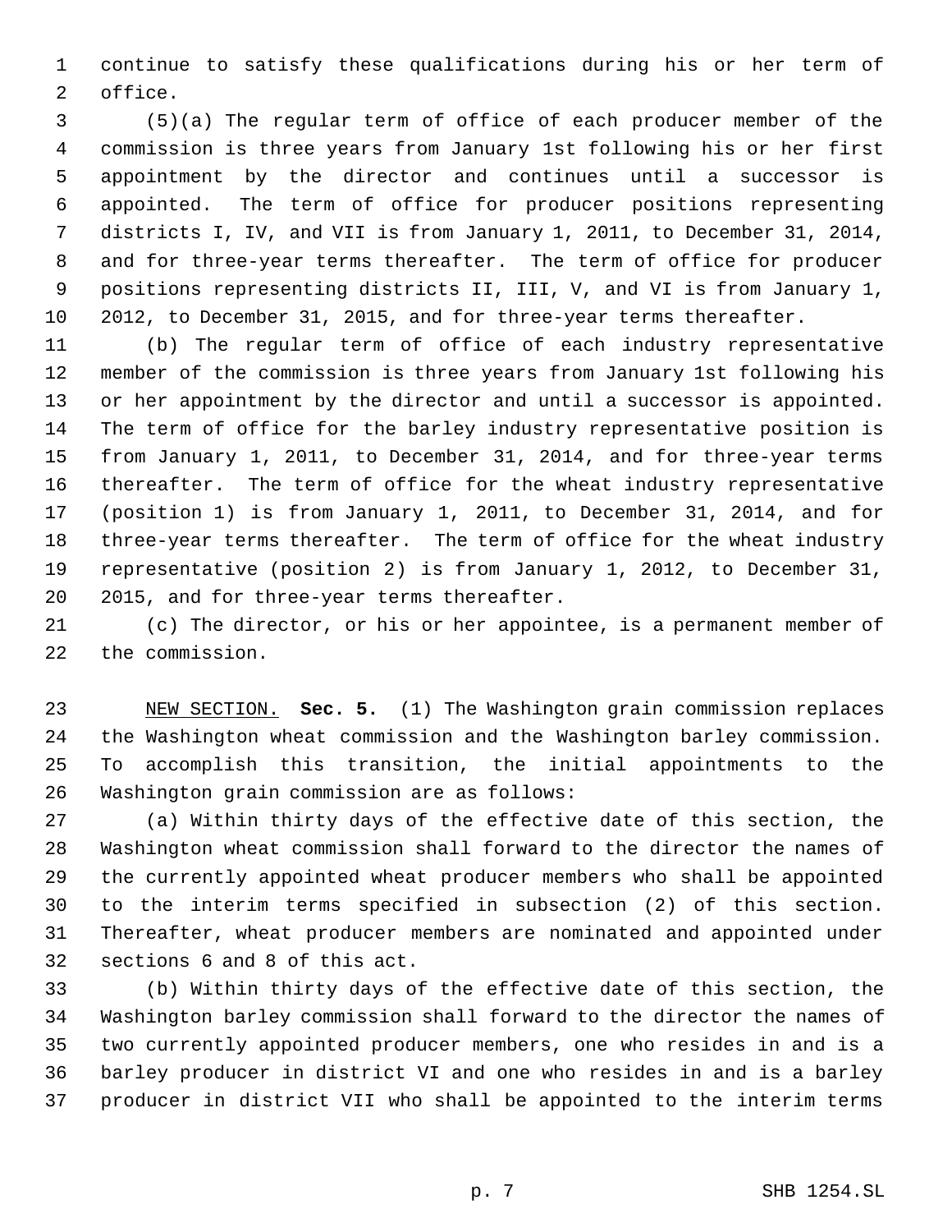continue to satisfy these qualifications during his or her term of office.

(5)(a) The regular term of office of each producer member of the commission is three years from January 1st following his or her first appointment by the director and continues until a successor is appointed. The term of office for producer positions representing districts I, IV, and VII is from January 1, 2011, to December 31, 2014, and for three-year terms thereafter. The term of office for producer positions representing districts II, III, V, and VI is from January 1, 2012, to December 31, 2015, and for three-year terms thereafter.

(b) The regular term of office of each industry representative member of the commission is three years from January 1st following his or her appointment by the director and until a successor is appointed. The term of office for the barley industry representative position is from January 1, 2011, to December 31, 2014, and for three-year terms thereafter. The term of office for the wheat industry representative (position 1) is from January 1, 2011, to December 31, 2014, and for three-year terms thereafter. The term of office for the wheat industry representative (position 2) is from January 1, 2012, to December 31, 2015, and for three-year terms thereafter.

(c) The director, or his or her appointee, is a permanent member of the commission.

NEW SECTION. **Sec. 5.** (1) The Washington grain commission replaces the Washington wheat commission and the Washington barley commission. To accomplish this transition, the initial appointments to the Washington grain commission are as follows:

(a) Within thirty days of the effective date of this section, the Washington wheat commission shall forward to the director the names of the currently appointed wheat producer members who shall be appointed to the interim terms specified in subsection (2) of this section. Thereafter, wheat producer members are nominated and appointed under sections 6 and 8 of this act.

(b) Within thirty days of the effective date of this section, the Washington barley commission shall forward to the director the names of two currently appointed producer members, one who resides in and is a barley producer in district VI and one who resides in and is a barley producer in district VII who shall be appointed to the interim terms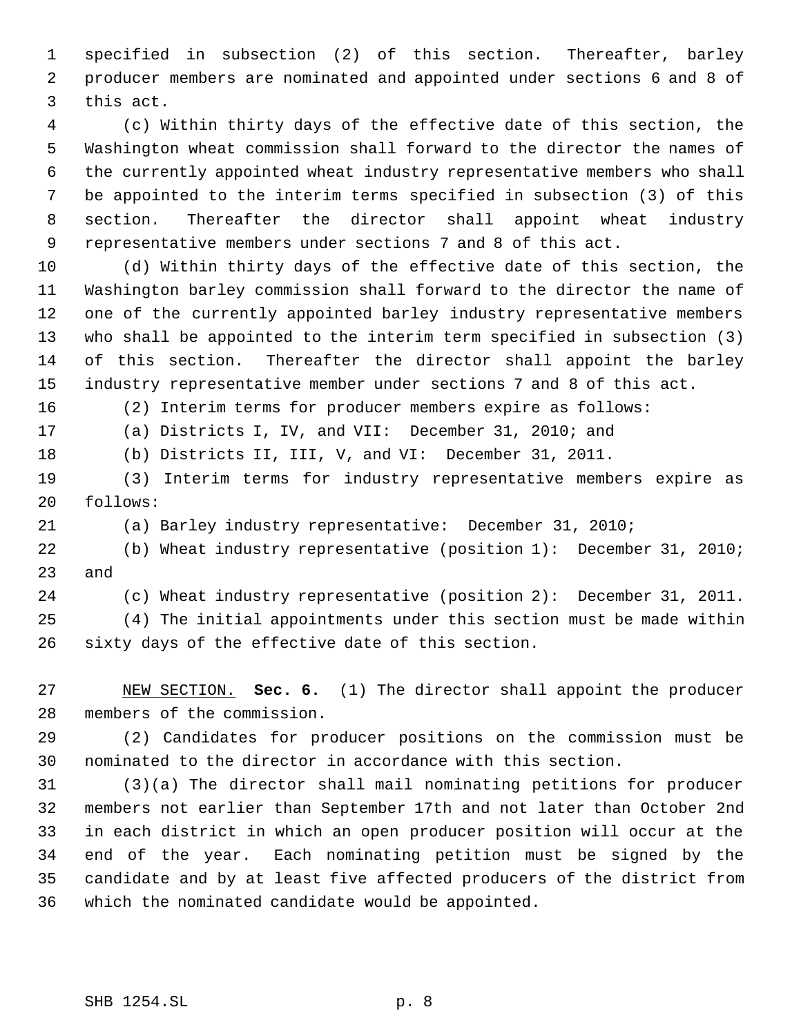specified in subsection (2) of this section. Thereafter, barley producer members are nominated and appointed under sections 6 and 8 of this act.

(c) Within thirty days of the effective date of this section, the Washington wheat commission shall forward to the director the names of the currently appointed wheat industry representative members who shall be appointed to the interim terms specified in subsection (3) of this section. Thereafter the director shall appoint wheat industry representative members under sections 7 and 8 of this act.

(d) Within thirty days of the effective date of this section, the Washington barley commission shall forward to the director the name of one of the currently appointed barley industry representative members who shall be appointed to the interim term specified in subsection (3) of this section. Thereafter the director shall appoint the barley industry representative member under sections 7 and 8 of this act.

(2) Interim terms for producer members expire as follows:

(a) Districts I, IV, and VII: December 31, 2010; and

(b) Districts II, III, V, and VI: December 31, 2011.

(3) Interim terms for industry representative members expire as follows:

(a) Barley industry representative: December 31, 2010;

(b) Wheat industry representative (position 1): December 31, 2010; and

(c) Wheat industry representative (position 2): December 31, 2011.

(4) The initial appointments under this section must be made within sixty days of the effective date of this section.

NEW SECTION. **Sec. 6.** (1) The director shall appoint the producer members of the commission.

(2) Candidates for producer positions on the commission must be nominated to the director in accordance with this section.

(3)(a) The director shall mail nominating petitions for producer members not earlier than September 17th and not later than October 2nd in each district in which an open producer position will occur at the end of the year. Each nominating petition must be signed by the candidate and by at least five affected producers of the district from which the nominated candidate would be appointed.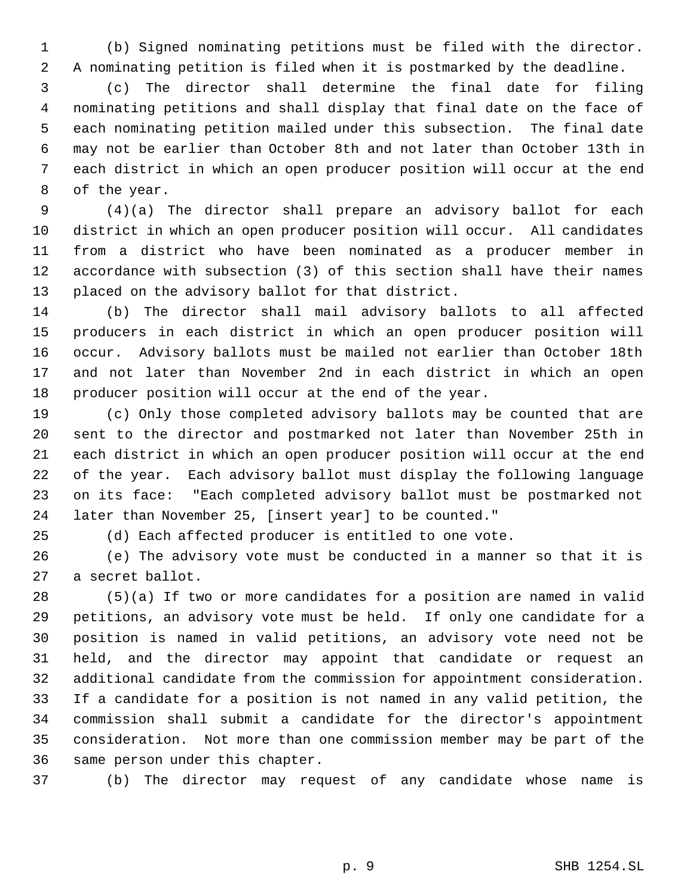(b) Signed nominating petitions must be filed with the director. A nominating petition is filed when it is postmarked by the deadline.

(c) The director shall determine the final date for filing nominating petitions and shall display that final date on the face of each nominating petition mailed under this subsection. The final date may not be earlier than October 8th and not later than October 13th in each district in which an open producer position will occur at the end of the year.

(4)(a) The director shall prepare an advisory ballot for each district in which an open producer position will occur. All candidates from a district who have been nominated as a producer member in accordance with subsection (3) of this section shall have their names placed on the advisory ballot for that district.

(b) The director shall mail advisory ballots to all affected producers in each district in which an open producer position will occur. Advisory ballots must be mailed not earlier than October 18th and not later than November 2nd in each district in which an open producer position will occur at the end of the year.

(c) Only those completed advisory ballots may be counted that are sent to the director and postmarked not later than November 25th in each district in which an open producer position will occur at the end of the year. Each advisory ballot must display the following language on its face: "Each completed advisory ballot must be postmarked not later than November 25, [insert year] to be counted."

(d) Each affected producer is entitled to one vote.

(e) The advisory vote must be conducted in a manner so that it is a secret ballot.

(5)(a) If two or more candidates for a position are named in valid petitions, an advisory vote must be held. If only one candidate for a position is named in valid petitions, an advisory vote need not be held, and the director may appoint that candidate or request an additional candidate from the commission for appointment consideration. If a candidate for a position is not named in any valid petition, the commission shall submit a candidate for the director's appointment consideration. Not more than one commission member may be part of the same person under this chapter.

(b) The director may request of any candidate whose name is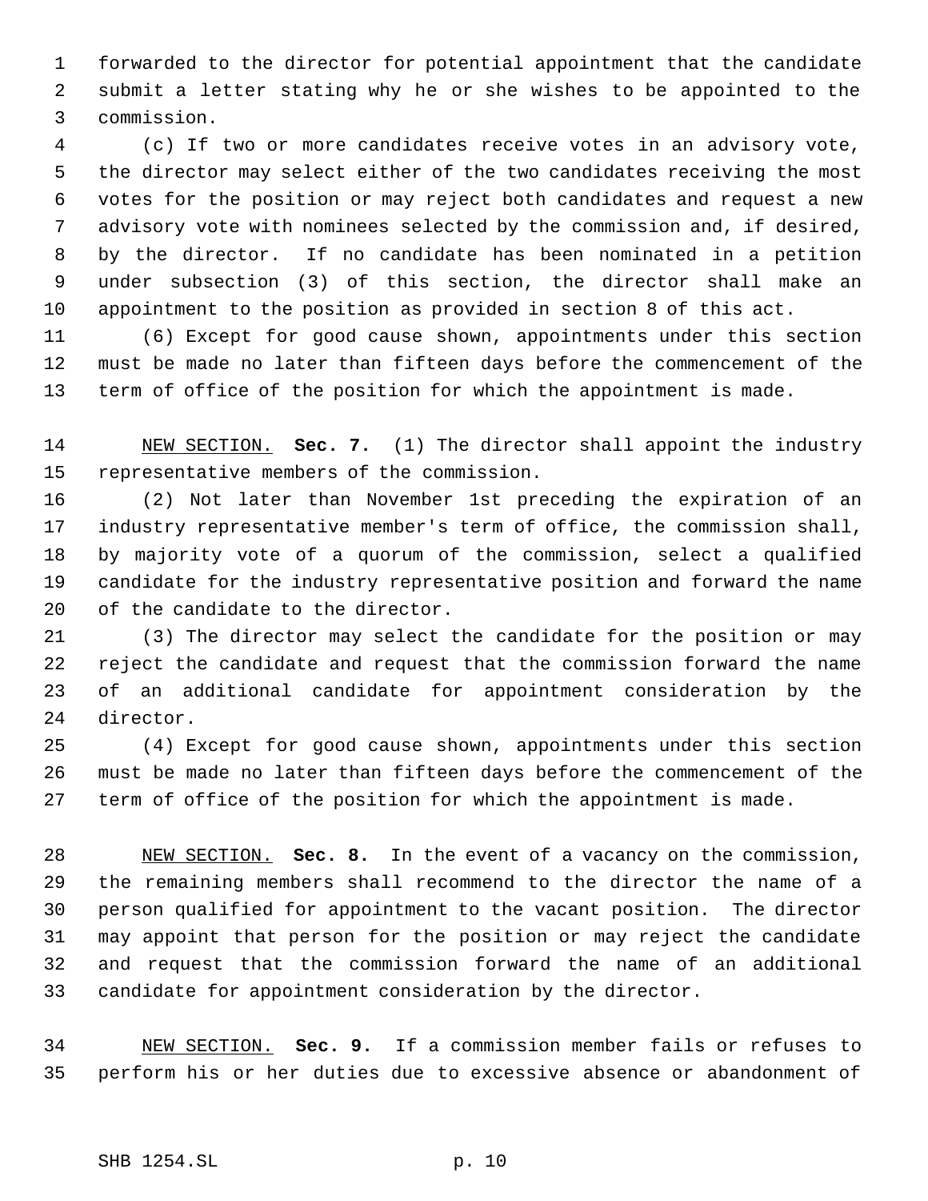forwarded to the director for potential appointment that the candidate submit a letter stating why he or she wishes to be appointed to the commission.

(c) If two or more candidates receive votes in an advisory vote, the director may select either of the two candidates receiving the most votes for the position or may reject both candidates and request a new advisory vote with nominees selected by the commission and, if desired, by the director. If no candidate has been nominated in a petition under subsection (3) of this section, the director shall make an appointment to the position as provided in section 8 of this act.

(6) Except for good cause shown, appointments under this section must be made no later than fifteen days before the commencement of the term of office of the position for which the appointment is made.

NEW SECTION. **Sec. 7.** (1) The director shall appoint the industry representative members of the commission.

(2) Not later than November 1st preceding the expiration of an industry representative member's term of office, the commission shall, by majority vote of a quorum of the commission, select a qualified candidate for the industry representative position and forward the name of the candidate to the director.

(3) The director may select the candidate for the position or may reject the candidate and request that the commission forward the name of an additional candidate for appointment consideration by the director.

(4) Except for good cause shown, appointments under this section must be made no later than fifteen days before the commencement of the term of office of the position for which the appointment is made.

NEW SECTION. **Sec. 8.** In the event of a vacancy on the commission, the remaining members shall recommend to the director the name of a person qualified for appointment to the vacant position. The director may appoint that person for the position or may reject the candidate and request that the commission forward the name of an additional candidate for appointment consideration by the director.

NEW SECTION. **Sec. 9.** If a commission member fails or refuses to perform his or her duties due to excessive absence or abandonment of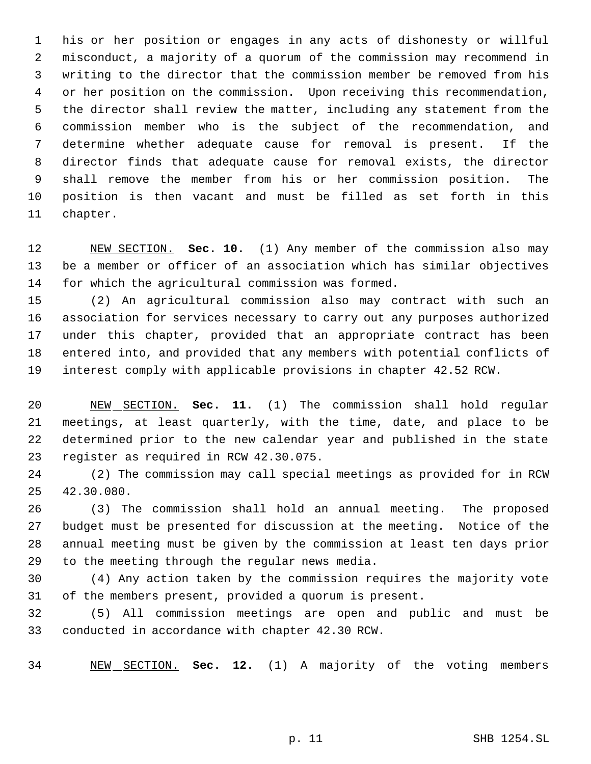his or her position or engages in any acts of dishonesty or willful misconduct, a majority of a quorum of the commission may recommend in writing to the director that the commission member be removed from his or her position on the commission. Upon receiving this recommendation, the director shall review the matter, including any statement from the commission member who is the subject of the recommendation, and determine whether adequate cause for removal is present. If the director finds that adequate cause for removal exists, the director shall remove the member from his or her commission position. The position is then vacant and must be filled as set forth in this chapter.

NEW SECTION. **Sec. 10.** (1) Any member of the commission also may be a member or officer of an association which has similar objectives for which the agricultural commission was formed.

(2) An agricultural commission also may contract with such an association for services necessary to carry out any purposes authorized under this chapter, provided that an appropriate contract has been entered into, and provided that any members with potential conflicts of interest comply with applicable provisions in chapter 42.52 RCW.

NEW SECTION. **Sec. 11.** (1) The commission shall hold regular meetings, at least quarterly, with the time, date, and place to be determined prior to the new calendar year and published in the state register as required in RCW 42.30.075.

(2) The commission may call special meetings as provided for in RCW 42.30.080.

(3) The commission shall hold an annual meeting. The proposed budget must be presented for discussion at the meeting. Notice of the annual meeting must be given by the commission at least ten days prior to the meeting through the regular news media.

(4) Any action taken by the commission requires the majority vote of the members present, provided a quorum is present.

(5) All commission meetings are open and public and must be conducted in accordance with chapter 42.30 RCW.

NEW SECTION. **Sec. 12.** (1) A majority of the voting members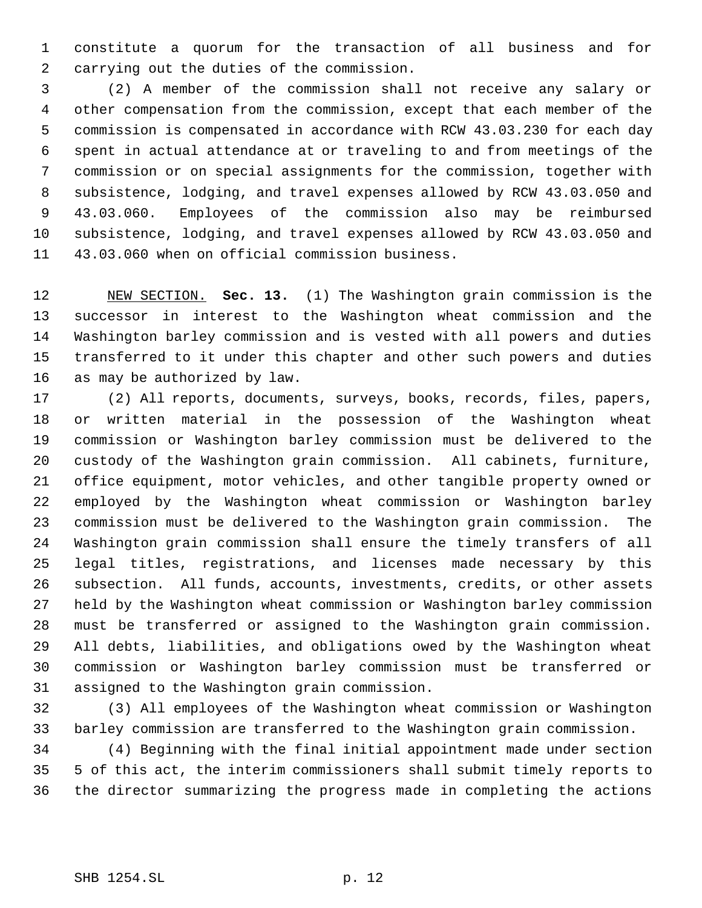constitute a quorum for the transaction of all business and for carrying out the duties of the commission.

(2) A member of the commission shall not receive any salary or other compensation from the commission, except that each member of the commission is compensated in accordance with RCW 43.03.230 for each day spent in actual attendance at or traveling to and from meetings of the commission or on special assignments for the commission, together with subsistence, lodging, and travel expenses allowed by RCW 43.03.050 and 43.03.060. Employees of the commission also may be reimbursed subsistence, lodging, and travel expenses allowed by RCW 43.03.050 and 43.03.060 when on official commission business.

NEW SECTION. **Sec. 13.** (1) The Washington grain commission is the successor in interest to the Washington wheat commission and the Washington barley commission and is vested with all powers and duties transferred to it under this chapter and other such powers and duties as may be authorized by law.

(2) All reports, documents, surveys, books, records, files, papers, or written material in the possession of the Washington wheat commission or Washington barley commission must be delivered to the custody of the Washington grain commission. All cabinets, furniture, office equipment, motor vehicles, and other tangible property owned or employed by the Washington wheat commission or Washington barley commission must be delivered to the Washington grain commission. The Washington grain commission shall ensure the timely transfers of all legal titles, registrations, and licenses made necessary by this subsection. All funds, accounts, investments, credits, or other assets held by the Washington wheat commission or Washington barley commission must be transferred or assigned to the Washington grain commission. All debts, liabilities, and obligations owed by the Washington wheat commission or Washington barley commission must be transferred or assigned to the Washington grain commission.

(3) All employees of the Washington wheat commission or Washington barley commission are transferred to the Washington grain commission.

(4) Beginning with the final initial appointment made under section 5 of this act, the interim commissioners shall submit timely reports to the director summarizing the progress made in completing the actions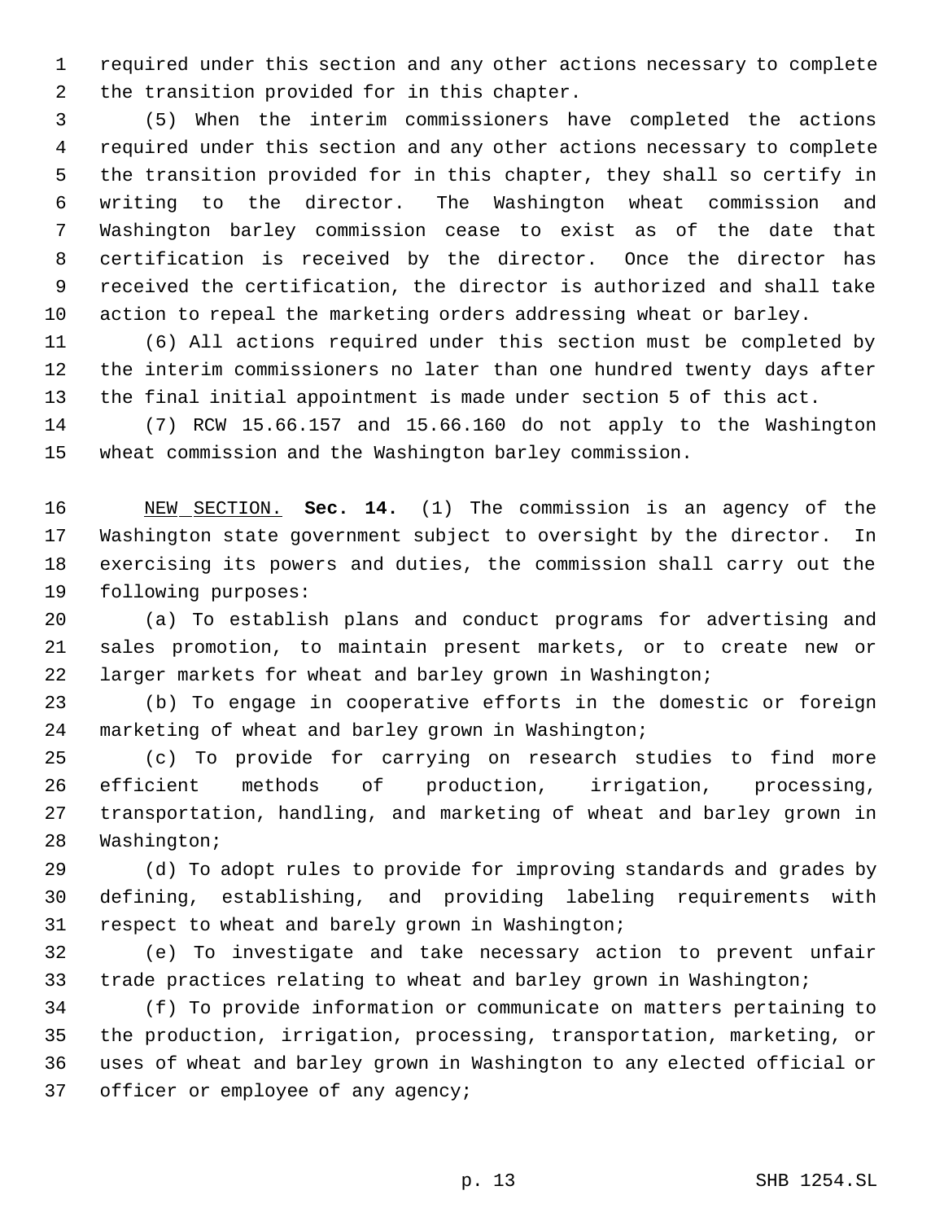required under this section and any other actions necessary to complete the transition provided for in this chapter.

(5) When the interim commissioners have completed the actions required under this section and any other actions necessary to complete the transition provided for in this chapter, they shall so certify in writing to the director. The Washington wheat commission and Washington barley commission cease to exist as of the date that certification is received by the director. Once the director has received the certification, the director is authorized and shall take action to repeal the marketing orders addressing wheat or barley.

(6) All actions required under this section must be completed by the interim commissioners no later than one hundred twenty days after the final initial appointment is made under section 5 of this act.

(7) RCW 15.66.157 and 15.66.160 do not apply to the Washington wheat commission and the Washington barley commission.

NEW SECTION. **Sec. 14.** (1) The commission is an agency of the Washington state government subject to oversight by the director. In exercising its powers and duties, the commission shall carry out the following purposes:

(a) To establish plans and conduct programs for advertising and sales promotion, to maintain present markets, or to create new or larger markets for wheat and barley grown in Washington;

(b) To engage in cooperative efforts in the domestic or foreign marketing of wheat and barley grown in Washington;

(c) To provide for carrying on research studies to find more efficient methods of production, irrigation, processing, transportation, handling, and marketing of wheat and barley grown in Washington;

(d) To adopt rules to provide for improving standards and grades by defining, establishing, and providing labeling requirements with respect to wheat and barely grown in Washington;

(e) To investigate and take necessary action to prevent unfair trade practices relating to wheat and barley grown in Washington;

(f) To provide information or communicate on matters pertaining to the production, irrigation, processing, transportation, marketing, or uses of wheat and barley grown in Washington to any elected official or officer or employee of any agency;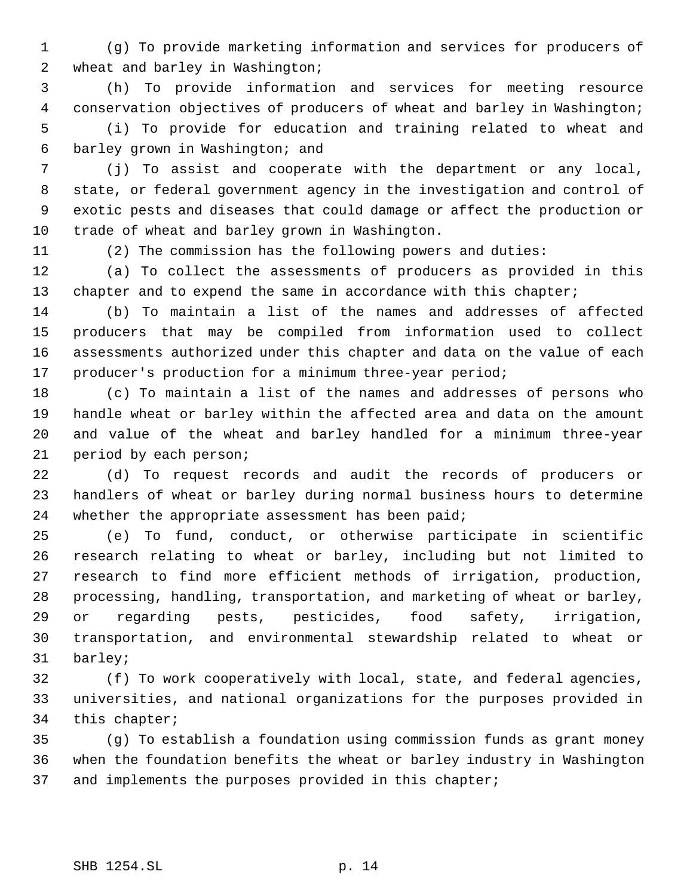(g) To provide marketing information and services for producers of wheat and barley in Washington;

(h) To provide information and services for meeting resource conservation objectives of producers of wheat and barley in Washington;

(i) To provide for education and training related to wheat and barley grown in Washington; and

(j) To assist and cooperate with the department or any local, state, or federal government agency in the investigation and control of exotic pests and diseases that could damage or affect the production or trade of wheat and barley grown in Washington.

(2) The commission has the following powers and duties:

(a) To collect the assessments of producers as provided in this chapter and to expend the same in accordance with this chapter;

(b) To maintain a list of the names and addresses of affected producers that may be compiled from information used to collect assessments authorized under this chapter and data on the value of each producer's production for a minimum three-year period;

(c) To maintain a list of the names and addresses of persons who handle wheat or barley within the affected area and data on the amount and value of the wheat and barley handled for a minimum three-year period by each person;

(d) To request records and audit the records of producers or handlers of wheat or barley during normal business hours to determine whether the appropriate assessment has been paid;

(e) To fund, conduct, or otherwise participate in scientific research relating to wheat or barley, including but not limited to research to find more efficient methods of irrigation, production, processing, handling, transportation, and marketing of wheat or barley, or regarding pests, pesticides, food safety, irrigation, transportation, and environmental stewardship related to wheat or barley;

(f) To work cooperatively with local, state, and federal agencies, universities, and national organizations for the purposes provided in this chapter;

(g) To establish a foundation using commission funds as grant money when the foundation benefits the wheat or barley industry in Washington and implements the purposes provided in this chapter;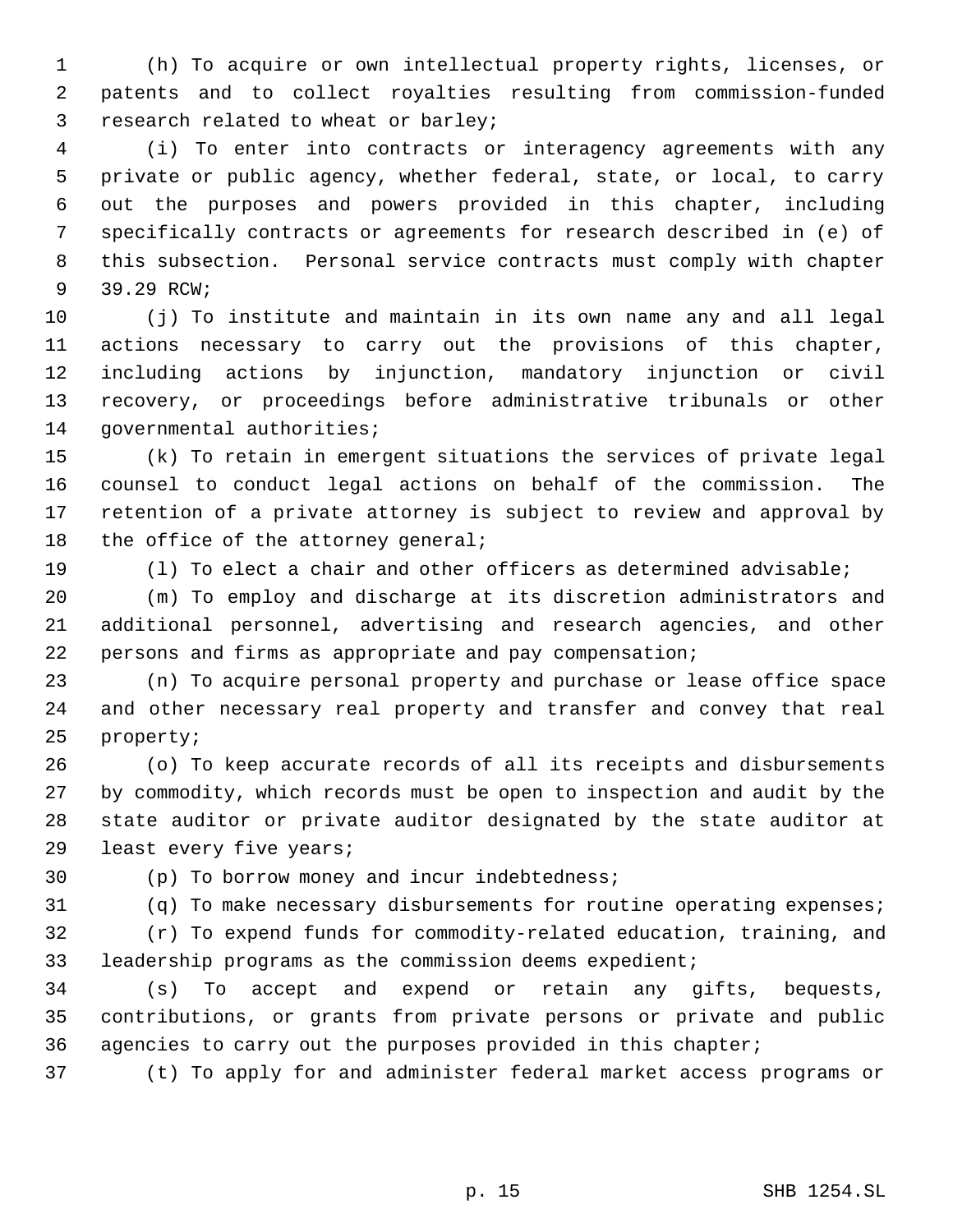(h) To acquire or own intellectual property rights, licenses, or patents and to collect royalties resulting from commission-funded research related to wheat or barley;

(i) To enter into contracts or interagency agreements with any private or public agency, whether federal, state, or local, to carry out the purposes and powers provided in this chapter, including specifically contracts or agreements for research described in (e) of this subsection. Personal service contracts must comply with chapter 39.29 RCW;

(j) To institute and maintain in its own name any and all legal actions necessary to carry out the provisions of this chapter, including actions by injunction, mandatory injunction or civil recovery, or proceedings before administrative tribunals or other governmental authorities;

(k) To retain in emergent situations the services of private legal counsel to conduct legal actions on behalf of the commission. The retention of a private attorney is subject to review and approval by the office of the attorney general;

(l) To elect a chair and other officers as determined advisable;

(m) To employ and discharge at its discretion administrators and additional personnel, advertising and research agencies, and other persons and firms as appropriate and pay compensation;

(n) To acquire personal property and purchase or lease office space and other necessary real property and transfer and convey that real property;

(o) To keep accurate records of all its receipts and disbursements by commodity, which records must be open to inspection and audit by the state auditor or private auditor designated by the state auditor at least every five years;

(p) To borrow money and incur indebtedness;

(q) To make necessary disbursements for routine operating expenses;

(r) To expend funds for commodity-related education, training, and leadership programs as the commission deems expedient;

(s) To accept and expend or retain any gifts, bequests, contributions, or grants from private persons or private and public agencies to carry out the purposes provided in this chapter;

(t) To apply for and administer federal market access programs or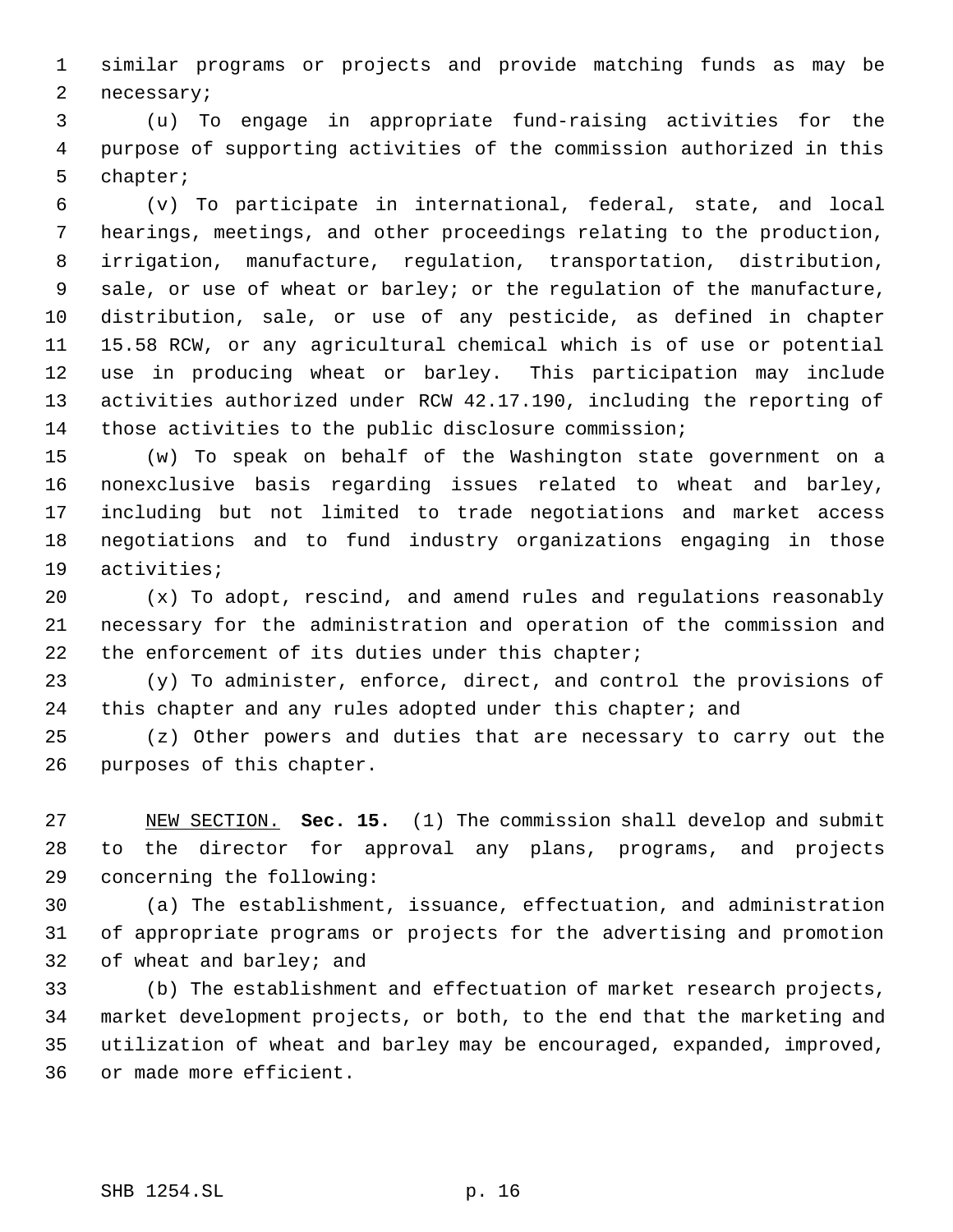similar programs or projects and provide matching funds as may be necessary;

(u) To engage in appropriate fund-raising activities for the purpose of supporting activities of the commission authorized in this chapter;

(v) To participate in international, federal, state, and local hearings, meetings, and other proceedings relating to the production, irrigation, manufacture, regulation, transportation, distribution, sale, or use of wheat or barley; or the regulation of the manufacture, distribution, sale, or use of any pesticide, as defined in chapter 15.58 RCW, or any agricultural chemical which is of use or potential use in producing wheat or barley. This participation may include activities authorized under RCW 42.17.190, including the reporting of those activities to the public disclosure commission;

(w) To speak on behalf of the Washington state government on a nonexclusive basis regarding issues related to wheat and barley, including but not limited to trade negotiations and market access negotiations and to fund industry organizations engaging in those activities;

(x) To adopt, rescind, and amend rules and regulations reasonably necessary for the administration and operation of the commission and the enforcement of its duties under this chapter;

(y) To administer, enforce, direct, and control the provisions of this chapter and any rules adopted under this chapter; and

(z) Other powers and duties that are necessary to carry out the purposes of this chapter.

NEW SECTION. **Sec. 15.** (1) The commission shall develop and submit to the director for approval any plans, programs, and projects concerning the following:

(a) The establishment, issuance, effectuation, and administration of appropriate programs or projects for the advertising and promotion of wheat and barley; and

(b) The establishment and effectuation of market research projects, market development projects, or both, to the end that the marketing and utilization of wheat and barley may be encouraged, expanded, improved, or made more efficient.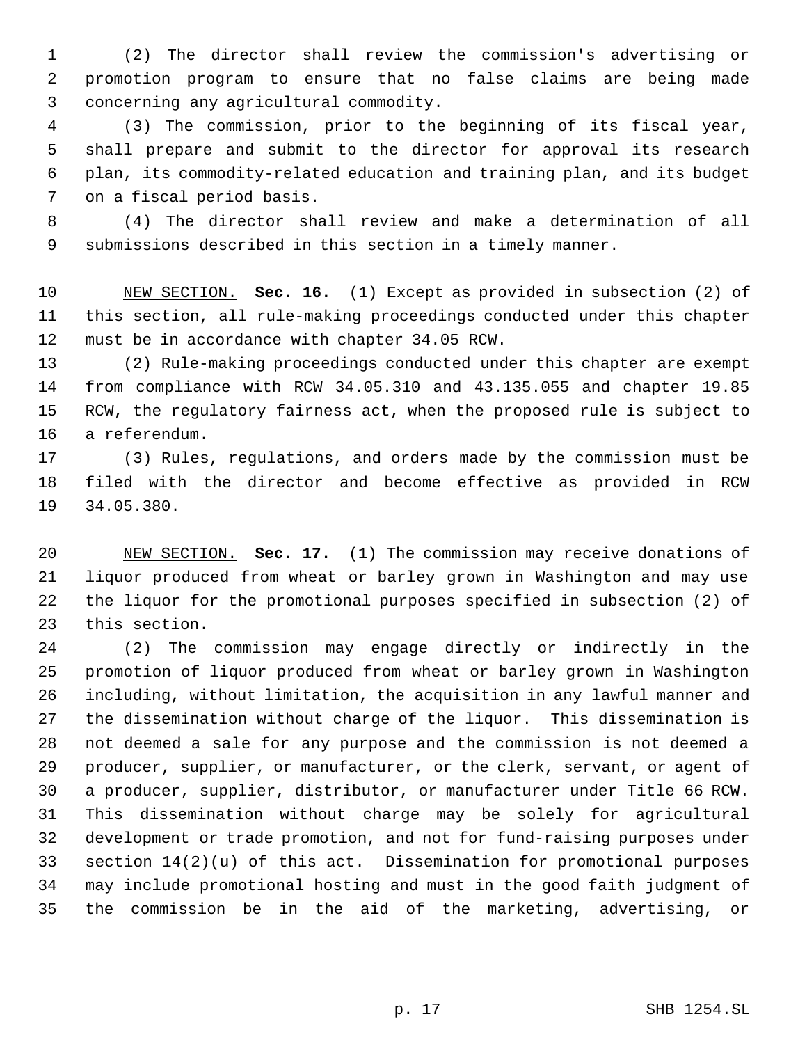(2) The director shall review the commission's advertising or promotion program to ensure that no false claims are being made concerning any agricultural commodity.

(3) The commission, prior to the beginning of its fiscal year, shall prepare and submit to the director for approval its research plan, its commodity-related education and training plan, and its budget on a fiscal period basis.

(4) The director shall review and make a determination of all submissions described in this section in a timely manner.

NEW SECTION. **Sec. 16.** (1) Except as provided in subsection (2) of this section, all rule-making proceedings conducted under this chapter must be in accordance with chapter 34.05 RCW.

(2) Rule-making proceedings conducted under this chapter are exempt from compliance with RCW 34.05.310 and 43.135.055 and chapter 19.85 RCW, the regulatory fairness act, when the proposed rule is subject to a referendum.

(3) Rules, regulations, and orders made by the commission must be filed with the director and become effective as provided in RCW 34.05.380.

NEW SECTION. **Sec. 17.** (1) The commission may receive donations of liquor produced from wheat or barley grown in Washington and may use the liquor for the promotional purposes specified in subsection (2) of this section.

(2) The commission may engage directly or indirectly in the promotion of liquor produced from wheat or barley grown in Washington including, without limitation, the acquisition in any lawful manner and the dissemination without charge of the liquor. This dissemination is not deemed a sale for any purpose and the commission is not deemed a producer, supplier, or manufacturer, or the clerk, servant, or agent of a producer, supplier, distributor, or manufacturer under Title 66 RCW. This dissemination without charge may be solely for agricultural development or trade promotion, and not for fund-raising purposes under section 14(2)(u) of this act. Dissemination for promotional purposes may include promotional hosting and must in the good faith judgment of the commission be in the aid of the marketing, advertising, or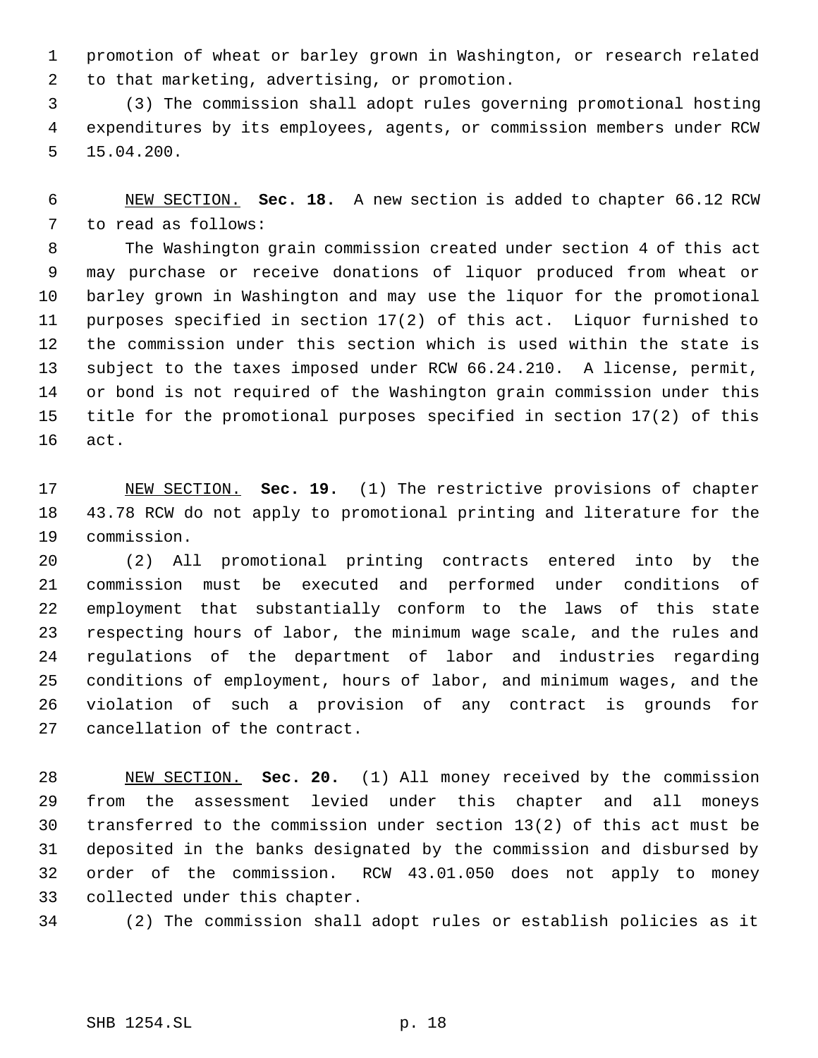promotion of wheat or barley grown in Washington, or research related to that marketing, advertising, or promotion.

(3) The commission shall adopt rules governing promotional hosting expenditures by its employees, agents, or commission members under RCW 15.04.200.

NEW SECTION. **Sec. 18.** A new section is added to chapter 66.12 RCW to read as follows:

The Washington grain commission created under section 4 of this act may purchase or receive donations of liquor produced from wheat or barley grown in Washington and may use the liquor for the promotional purposes specified in section 17(2) of this act. Liquor furnished to the commission under this section which is used within the state is subject to the taxes imposed under RCW 66.24.210. A license, permit, or bond is not required of the Washington grain commission under this title for the promotional purposes specified in section 17(2) of this act.

NEW SECTION. **Sec. 19.** (1) The restrictive provisions of chapter 43.78 RCW do not apply to promotional printing and literature for the commission.

(2) All promotional printing contracts entered into by the commission must be executed and performed under conditions of employment that substantially conform to the laws of this state respecting hours of labor, the minimum wage scale, and the rules and regulations of the department of labor and industries regarding conditions of employment, hours of labor, and minimum wages, and the violation of such a provision of any contract is grounds for cancellation of the contract.

NEW SECTION. **Sec. 20.** (1) All money received by the commission from the assessment levied under this chapter and all moneys transferred to the commission under section 13(2) of this act must be deposited in the banks designated by the commission and disbursed by order of the commission. RCW 43.01.050 does not apply to money collected under this chapter.

(2) The commission shall adopt rules or establish policies as it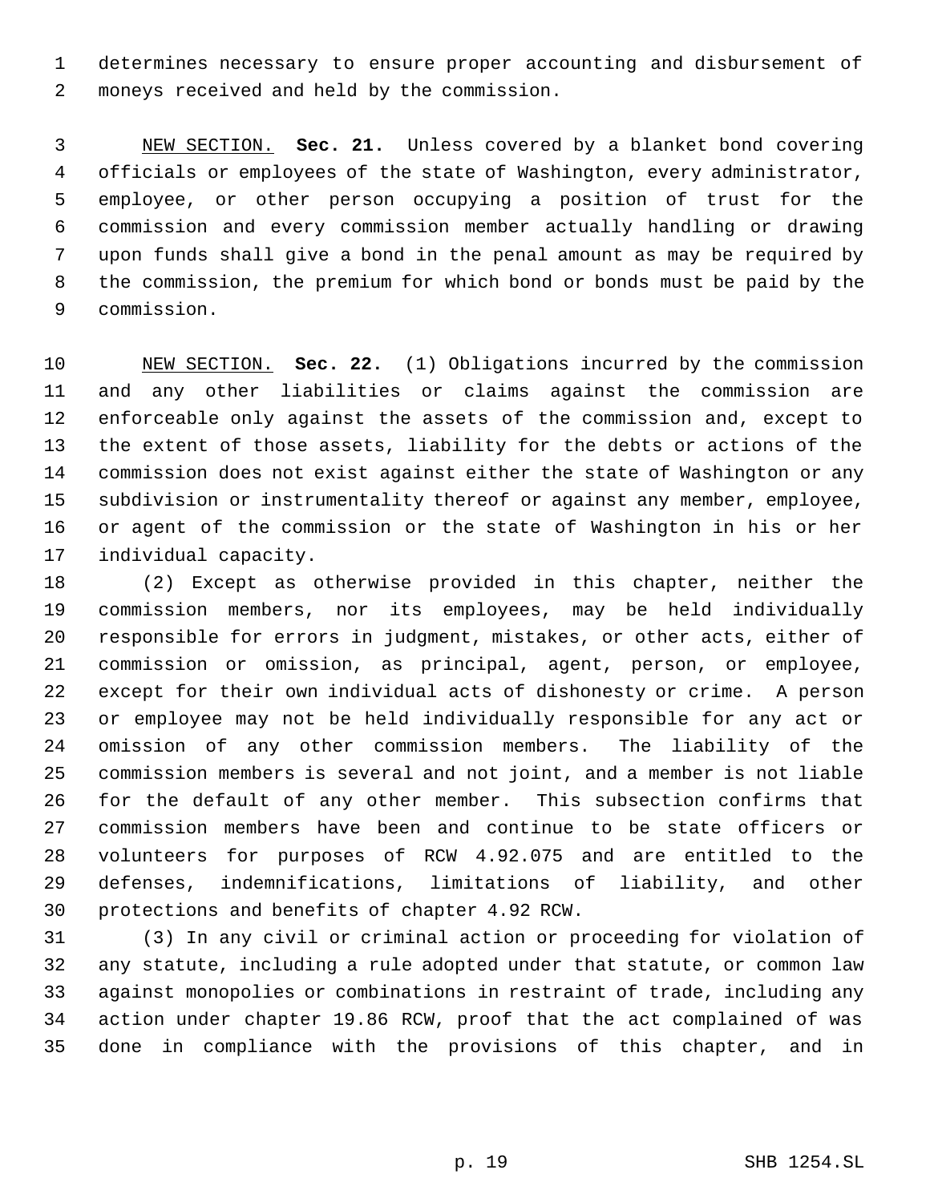determines necessary to ensure proper accounting and disbursement of moneys received and held by the commission.

NEW SECTION. **Sec. 21.** Unless covered by a blanket bond covering officials or employees of the state of Washington, every administrator, employee, or other person occupying a position of trust for the commission and every commission member actually handling or drawing upon funds shall give a bond in the penal amount as may be required by the commission, the premium for which bond or bonds must be paid by the commission.

NEW SECTION. **Sec. 22.** (1) Obligations incurred by the commission and any other liabilities or claims against the commission are enforceable only against the assets of the commission and, except to the extent of those assets, liability for the debts or actions of the commission does not exist against either the state of Washington or any subdivision or instrumentality thereof or against any member, employee, or agent of the commission or the state of Washington in his or her individual capacity.

(2) Except as otherwise provided in this chapter, neither the commission members, nor its employees, may be held individually responsible for errors in judgment, mistakes, or other acts, either of commission or omission, as principal, agent, person, or employee, except for their own individual acts of dishonesty or crime. A person or employee may not be held individually responsible for any act or omission of any other commission members. The liability of the commission members is several and not joint, and a member is not liable for the default of any other member. This subsection confirms that commission members have been and continue to be state officers or volunteers for purposes of RCW 4.92.075 and are entitled to the defenses, indemnifications, limitations of liability, and other protections and benefits of chapter 4.92 RCW.

(3) In any civil or criminal action or proceeding for violation of any statute, including a rule adopted under that statute, or common law against monopolies or combinations in restraint of trade, including any action under chapter 19.86 RCW, proof that the act complained of was done in compliance with the provisions of this chapter, and in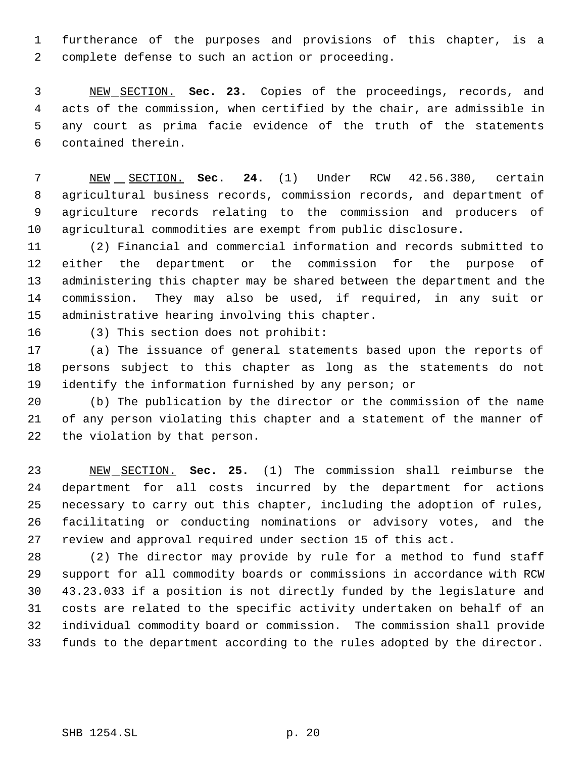furtherance of the purposes and provisions of this chapter, is a complete defense to such an action or proceeding.

NEW SECTION. **Sec. 23.** Copies of the proceedings, records, and acts of the commission, when certified by the chair, are admissible in any court as prima facie evidence of the truth of the statements contained therein.

NEW SECTION. **Sec. 24.** (1) Under RCW 42.56.380, certain agricultural business records, commission records, and department of agriculture records relating to the commission and producers of agricultural commodities are exempt from public disclosure.

(2) Financial and commercial information and records submitted to either the department or the commission for the purpose of administering this chapter may be shared between the department and the commission. They may also be used, if required, in any suit or administrative hearing involving this chapter.

(3) This section does not prohibit:

(a) The issuance of general statements based upon the reports of persons subject to this chapter as long as the statements do not identify the information furnished by any person; or

(b) The publication by the director or the commission of the name of any person violating this chapter and a statement of the manner of the violation by that person.

NEW SECTION. **Sec. 25.** (1) The commission shall reimburse the department for all costs incurred by the department for actions necessary to carry out this chapter, including the adoption of rules, facilitating or conducting nominations or advisory votes, and the review and approval required under section 15 of this act.

(2) The director may provide by rule for a method to fund staff support for all commodity boards or commissions in accordance with RCW 43.23.033 if a position is not directly funded by the legislature and costs are related to the specific activity undertaken on behalf of an individual commodity board or commission. The commission shall provide funds to the department according to the rules adopted by the director.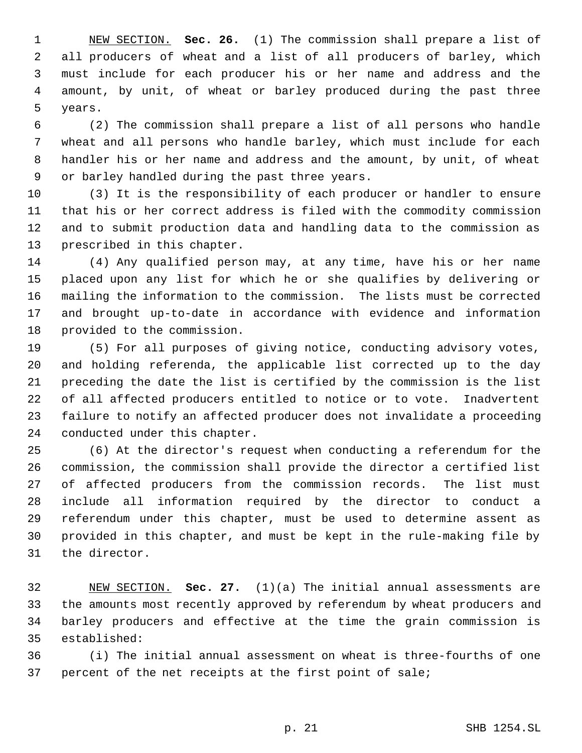NEW SECTION. **Sec. 26.** (1) The commission shall prepare a list of all producers of wheat and a list of all producers of barley, which must include for each producer his or her name and address and the amount, by unit, of wheat or barley produced during the past three years.

(2) The commission shall prepare a list of all persons who handle wheat and all persons who handle barley, which must include for each handler his or her name and address and the amount, by unit, of wheat or barley handled during the past three years.

(3) It is the responsibility of each producer or handler to ensure that his or her correct address is filed with the commodity commission and to submit production data and handling data to the commission as prescribed in this chapter.

(4) Any qualified person may, at any time, have his or her name placed upon any list for which he or she qualifies by delivering or mailing the information to the commission. The lists must be corrected and brought up-to-date in accordance with evidence and information provided to the commission.

(5) For all purposes of giving notice, conducting advisory votes, and holding referenda, the applicable list corrected up to the day preceding the date the list is certified by the commission is the list of all affected producers entitled to notice or to vote. Inadvertent failure to notify an affected producer does not invalidate a proceeding conducted under this chapter.

(6) At the director's request when conducting a referendum for the commission, the commission shall provide the director a certified list of affected producers from the commission records. The list must include all information required by the director to conduct a referendum under this chapter, must be used to determine assent as provided in this chapter, and must be kept in the rule-making file by the director.

NEW SECTION. **Sec. 27.** (1)(a) The initial annual assessments are the amounts most recently approved by referendum by wheat producers and barley producers and effective at the time the grain commission is established:

(i) The initial annual assessment on wheat is three-fourths of one percent of the net receipts at the first point of sale;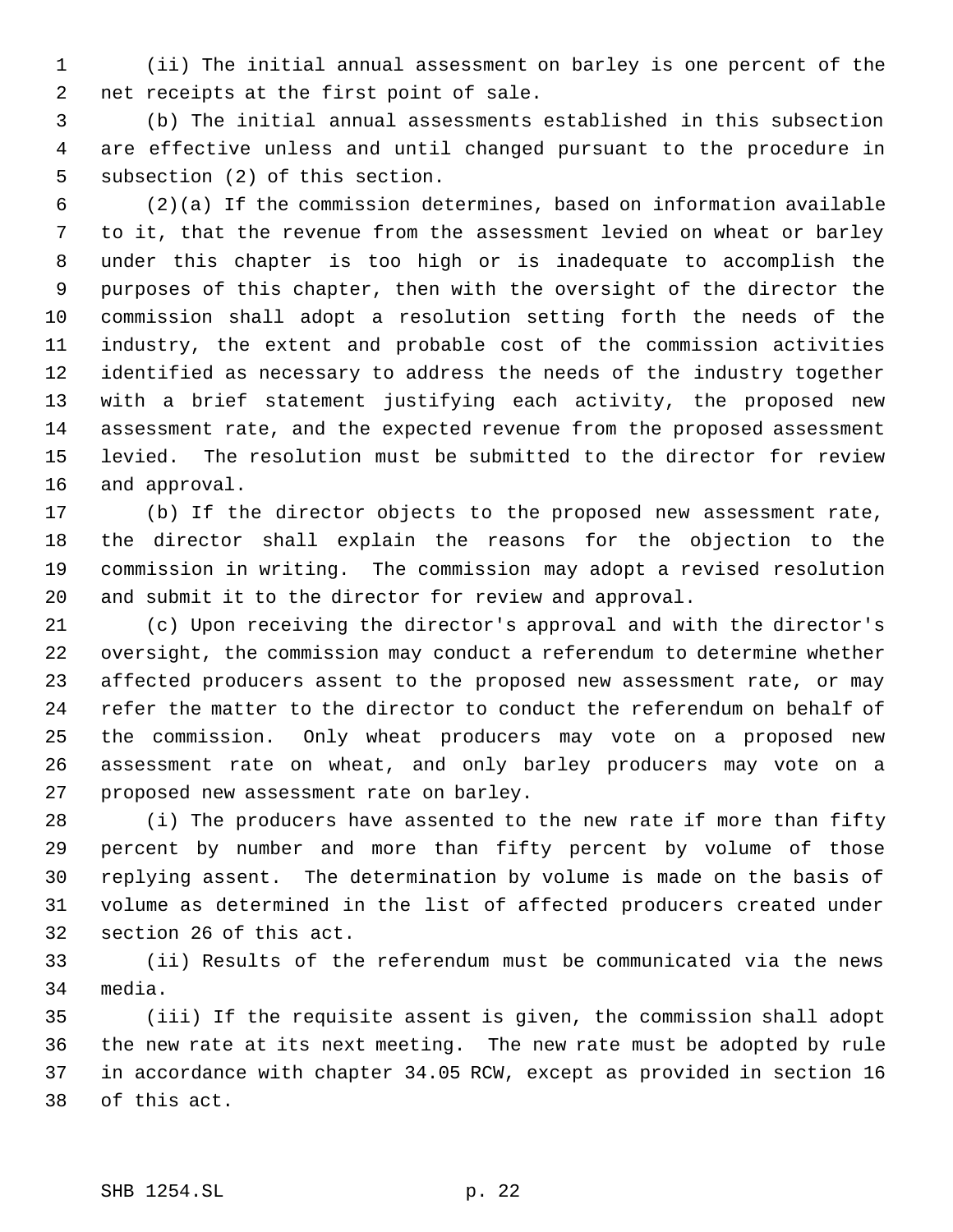(ii) The initial annual assessment on barley is one percent of the net receipts at the first point of sale.

(b) The initial annual assessments established in this subsection are effective unless and until changed pursuant to the procedure in subsection (2) of this section.

(2)(a) If the commission determines, based on information available to it, that the revenue from the assessment levied on wheat or barley under this chapter is too high or is inadequate to accomplish the purposes of this chapter, then with the oversight of the director the commission shall adopt a resolution setting forth the needs of the industry, the extent and probable cost of the commission activities identified as necessary to address the needs of the industry together with a brief statement justifying each activity, the proposed new assessment rate, and the expected revenue from the proposed assessment levied. The resolution must be submitted to the director for review and approval.

(b) If the director objects to the proposed new assessment rate, the director shall explain the reasons for the objection to the commission in writing. The commission may adopt a revised resolution and submit it to the director for review and approval.

(c) Upon receiving the director's approval and with the director's oversight, the commission may conduct a referendum to determine whether affected producers assent to the proposed new assessment rate, or may refer the matter to the director to conduct the referendum on behalf of the commission. Only wheat producers may vote on a proposed new assessment rate on wheat, and only barley producers may vote on a proposed new assessment rate on barley.

(i) The producers have assented to the new rate if more than fifty percent by number and more than fifty percent by volume of those replying assent. The determination by volume is made on the basis of volume as determined in the list of affected producers created under section 26 of this act.

(ii) Results of the referendum must be communicated via the news media.

(iii) If the requisite assent is given, the commission shall adopt the new rate at its next meeting. The new rate must be adopted by rule in accordance with chapter 34.05 RCW, except as provided in section 16 of this act.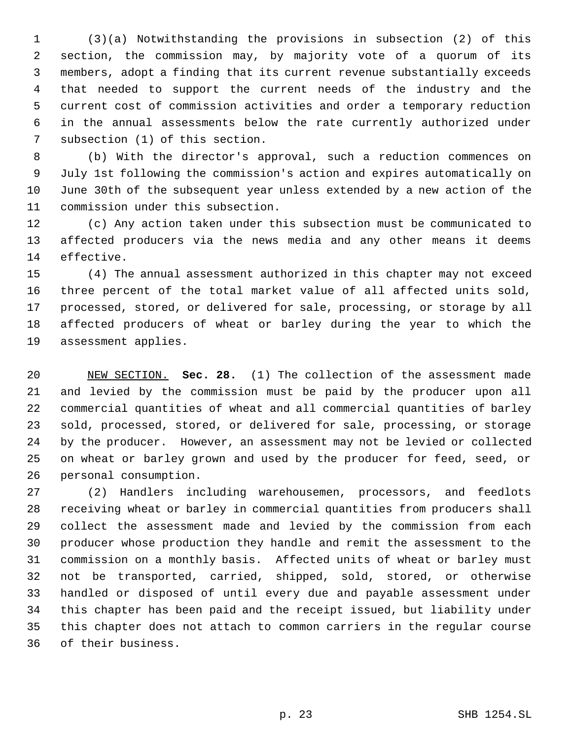(3)(a) Notwithstanding the provisions in subsection (2) of this section, the commission may, by majority vote of a quorum of its members, adopt a finding that its current revenue substantially exceeds that needed to support the current needs of the industry and the current cost of commission activities and order a temporary reduction in the annual assessments below the rate currently authorized under subsection (1) of this section.

(b) With the director's approval, such a reduction commences on July 1st following the commission's action and expires automatically on June 30th of the subsequent year unless extended by a new action of the commission under this subsection.

(c) Any action taken under this subsection must be communicated to affected producers via the news media and any other means it deems effective.

(4) The annual assessment authorized in this chapter may not exceed three percent of the total market value of all affected units sold, processed, stored, or delivered for sale, processing, or storage by all affected producers of wheat or barley during the year to which the assessment applies.

NEW SECTION. **Sec. 28.** (1) The collection of the assessment made and levied by the commission must be paid by the producer upon all commercial quantities of wheat and all commercial quantities of barley sold, processed, stored, or delivered for sale, processing, or storage by the producer. However, an assessment may not be levied or collected on wheat or barley grown and used by the producer for feed, seed, or personal consumption.

(2) Handlers including warehousemen, processors, and feedlots receiving wheat or barley in commercial quantities from producers shall collect the assessment made and levied by the commission from each producer whose production they handle and remit the assessment to the commission on a monthly basis. Affected units of wheat or barley must not be transported, carried, shipped, sold, stored, or otherwise handled or disposed of until every due and payable assessment under this chapter has been paid and the receipt issued, but liability under this chapter does not attach to common carriers in the regular course of their business.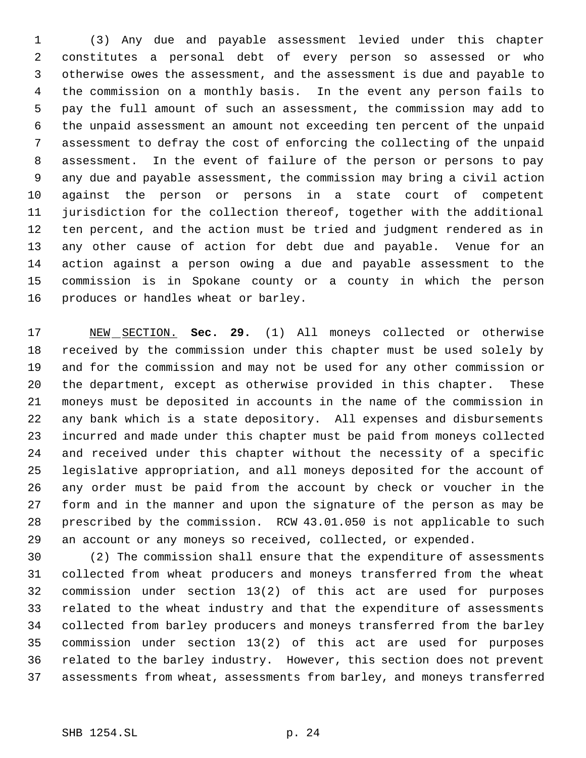(3) Any due and payable assessment levied under this chapter constitutes a personal debt of every person so assessed or who otherwise owes the assessment, and the assessment is due and payable to the commission on a monthly basis. In the event any person fails to pay the full amount of such an assessment, the commission may add to the unpaid assessment an amount not exceeding ten percent of the unpaid assessment to defray the cost of enforcing the collecting of the unpaid assessment. In the event of failure of the person or persons to pay any due and payable assessment, the commission may bring a civil action against the person or persons in a state court of competent jurisdiction for the collection thereof, together with the additional ten percent, and the action must be tried and judgment rendered as in any other cause of action for debt due and payable. Venue for an action against a person owing a due and payable assessment to the commission is in Spokane county or a county in which the person produces or handles wheat or barley.

NEW SECTION. **Sec. 29.** (1) All moneys collected or otherwise received by the commission under this chapter must be used solely by and for the commission and may not be used for any other commission or the department, except as otherwise provided in this chapter. These moneys must be deposited in accounts in the name of the commission in any bank which is a state depository. All expenses and disbursements incurred and made under this chapter must be paid from moneys collected and received under this chapter without the necessity of a specific legislative appropriation, and all moneys deposited for the account of any order must be paid from the account by check or voucher in the form and in the manner and upon the signature of the person as may be prescribed by the commission. RCW 43.01.050 is not applicable to such an account or any moneys so received, collected, or expended.

(2) The commission shall ensure that the expenditure of assessments collected from wheat producers and moneys transferred from the wheat commission under section 13(2) of this act are used for purposes related to the wheat industry and that the expenditure of assessments collected from barley producers and moneys transferred from the barley commission under section 13(2) of this act are used for purposes related to the barley industry. However, this section does not prevent assessments from wheat, assessments from barley, and moneys transferred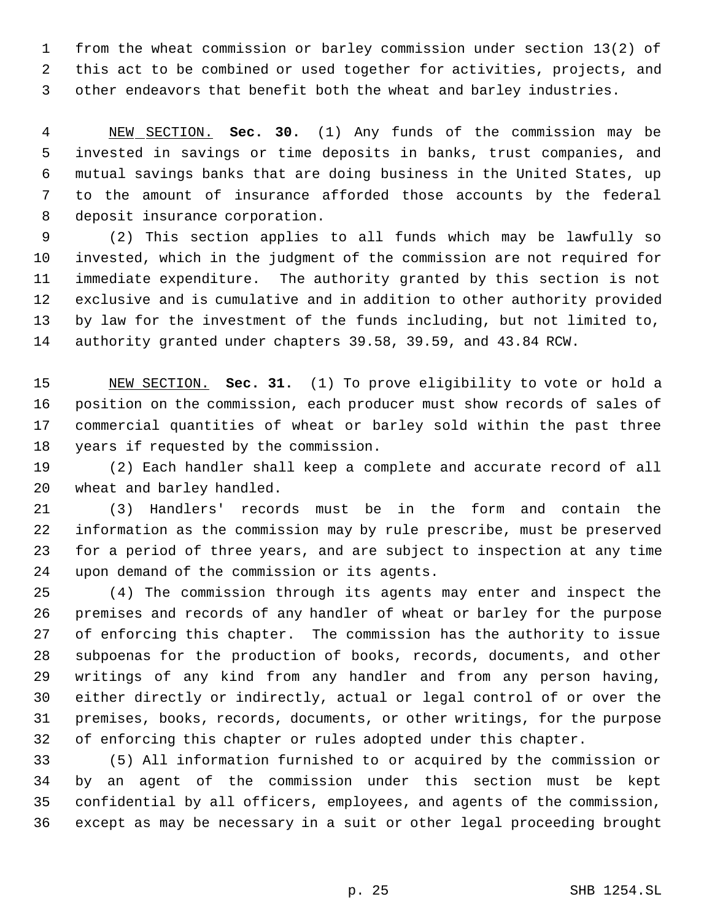from the wheat commission or barley commission under section 13(2) of this act to be combined or used together for activities, projects, and other endeavors that benefit both the wheat and barley industries.

NEW SECTION. **Sec. 30.** (1) Any funds of the commission may be invested in savings or time deposits in banks, trust companies, and mutual savings banks that are doing business in the United States, up to the amount of insurance afforded those accounts by the federal deposit insurance corporation.

(2) This section applies to all funds which may be lawfully so invested, which in the judgment of the commission are not required for immediate expenditure. The authority granted by this section is not exclusive and is cumulative and in addition to other authority provided by law for the investment of the funds including, but not limited to, authority granted under chapters 39.58, 39.59, and 43.84 RCW.

NEW SECTION. **Sec. 31.** (1) To prove eligibility to vote or hold a position on the commission, each producer must show records of sales of commercial quantities of wheat or barley sold within the past three years if requested by the commission.

(2) Each handler shall keep a complete and accurate record of all wheat and barley handled.

(3) Handlers' records must be in the form and contain the information as the commission may by rule prescribe, must be preserved for a period of three years, and are subject to inspection at any time upon demand of the commission or its agents.

(4) The commission through its agents may enter and inspect the premises and records of any handler of wheat or barley for the purpose of enforcing this chapter. The commission has the authority to issue subpoenas for the production of books, records, documents, and other writings of any kind from any handler and from any person having, either directly or indirectly, actual or legal control of or over the premises, books, records, documents, or other writings, for the purpose of enforcing this chapter or rules adopted under this chapter.

(5) All information furnished to or acquired by the commission or by an agent of the commission under this section must be kept confidential by all officers, employees, and agents of the commission, except as may be necessary in a suit or other legal proceeding brought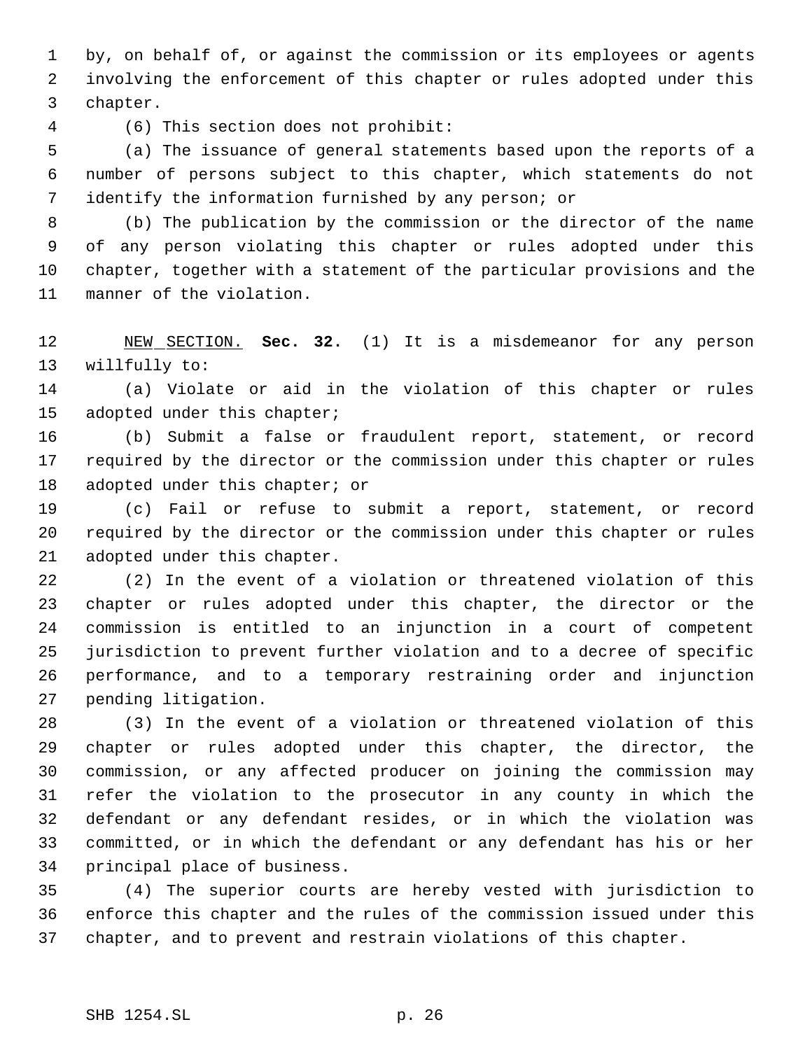by, on behalf of, or against the commission or its employees or agents involving the enforcement of this chapter or rules adopted under this chapter.

(6) This section does not prohibit:

(a) The issuance of general statements based upon the reports of a number of persons subject to this chapter, which statements do not identify the information furnished by any person; or

(b) The publication by the commission or the director of the name of any person violating this chapter or rules adopted under this chapter, together with a statement of the particular provisions and the manner of the violation.

NEW SECTION. **Sec. 32.** (1) It is a misdemeanor for any person willfully to:

(a) Violate or aid in the violation of this chapter or rules adopted under this chapter;

(b) Submit a false or fraudulent report, statement, or record required by the director or the commission under this chapter or rules adopted under this chapter; or

(c) Fail or refuse to submit a report, statement, or record required by the director or the commission under this chapter or rules adopted under this chapter.

(2) In the event of a violation or threatened violation of this chapter or rules adopted under this chapter, the director or the commission is entitled to an injunction in a court of competent jurisdiction to prevent further violation and to a decree of specific performance, and to a temporary restraining order and injunction pending litigation.

(3) In the event of a violation or threatened violation of this chapter or rules adopted under this chapter, the director, the commission, or any affected producer on joining the commission may refer the violation to the prosecutor in any county in which the defendant or any defendant resides, or in which the violation was committed, or in which the defendant or any defendant has his or her principal place of business.

(4) The superior courts are hereby vested with jurisdiction to enforce this chapter and the rules of the commission issued under this chapter, and to prevent and restrain violations of this chapter.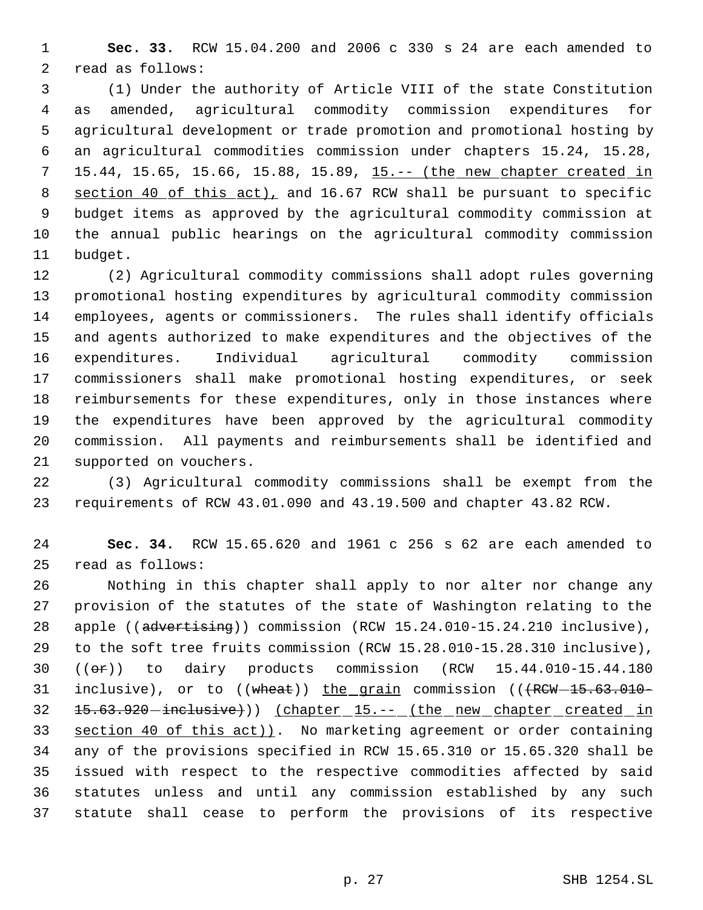**Sec. 33.** RCW 15.04.200 and 2006 c 330 s 24 are each amended to read as follows:

(1) Under the authority of Article VIII of the state Constitution as amended, agricultural commodity commission expenditures for agricultural development or trade promotion and promotional hosting by an agricultural commodities commission under chapters 15.24, 15.28, 15.44, 15.65, 15.66, 15.88, 15.89, <u>15.-- (the new chapter created in section 40 of this act),</u> and 16.67 RCW shall be pursuant to specific budget items as approved by the agricultural commodity commission at the annual public hearings on the agricultural commodity commission budget.

(2) Agricultural commodity commissions shall adopt rules governing promotional hosting expenditures by agricultural commodity commission employees, agents or commissioners. The rules shall identify officials and agents authorized to make expenditures and the objectives of the expenditures. Individual agricultural commodity commission commissioners shall make promotional hosting expenditures, or seek reimbursements for these expenditures, only in those instances where the expenditures have been approved by the agricultural commodity commission. All payments and reimbursements shall be identified and supported on vouchers.

(3) Agricultural commodity commissions shall be exempt from the requirements of RCW 43.01.090 and 43.19.500 and chapter 43.82 RCW.

**Sec. 34.** RCW 15.65.620 and 1961 c 256 s 62 are each amended to read as follows:

Nothing in this chapter shall apply to nor alter nor change any provision of the statutes of the state of Washington relating to the apple ((~~advertising~~)) commission (RCW 15.24.010-15.24.210 inclusive), to the soft tree fruits commission (RCW 15.28.010-15.28.310 inclusive), ((~~or~~)) to dairy products commission (RCW 15.44.010-15.44.180 inclusive), or to ((~~wheat~~)) <u>the grain</u> commission ((~~(RCW 15.63.010-15.63.920 inclusive)~~)) <u>(chapter 15.-- (the new chapter created in section 40 of this act))</u>. No marketing agreement or order containing any of the provisions specified in RCW 15.65.310 or 15.65.320 shall be issued with respect to the respective commodities affected by said statutes unless and until any commission established by any such statute shall cease to perform the provisions of its respective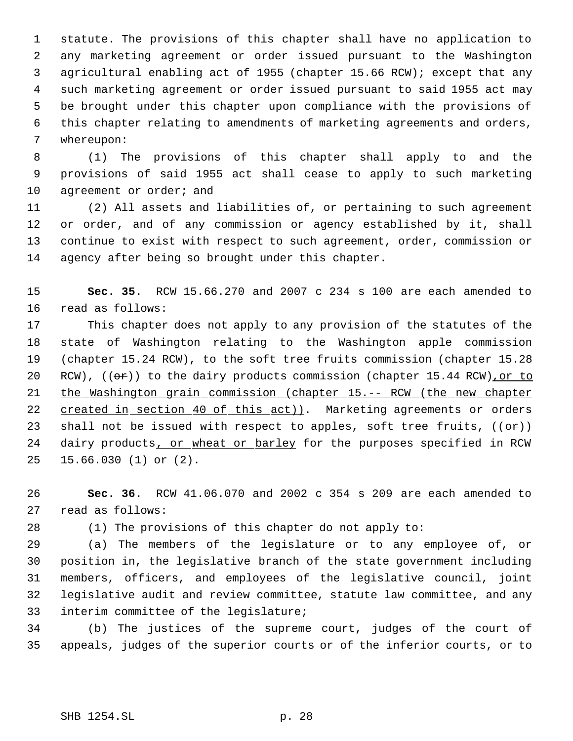statute. The provisions of this chapter shall have no application to any marketing agreement or order issued pursuant to the Washington agricultural enabling act of 1955 (chapter 15.66 RCW); except that any such marketing agreement or order issued pursuant to said 1955 act may be brought under this chapter upon compliance with the provisions of this chapter relating to amendments of marketing agreements and orders, whereupon:

(1) The provisions of this chapter shall apply to and the provisions of said 1955 act shall cease to apply to such marketing agreement or order; and

(2) All assets and liabilities of, or pertaining to such agreement or order, and of any commission or agency established by it, shall continue to exist with respect to such agreement, order, commission or agency after being so brought under this chapter.

**Sec. 35.** RCW 15.66.270 and 2007 c 234 s 100 are each amended to read as follows:

This chapter does not apply to any provision of the statutes of the state of Washington relating to the Washington apple commission (chapter 15.24 RCW), to the soft tree fruits commission (chapter 15.28 RCW), ((~~or~~)) to the dairy products commission (chapter 15.44 RCW), or to the Washington grain commission (chapter 15.-- RCW (the new chapter created in section 40 of this act)). Marketing agreements or orders shall not be issued with respect to apples, soft tree fruits, ((~~or~~)) dairy products, or wheat or barley for the purposes specified in RCW 15.66.030 (1) or (2).

**Sec. 36.** RCW 41.06.070 and 2002 c 354 s 209 are each amended to read as follows:

(1) The provisions of this chapter do not apply to:

(a) The members of the legislature or to any employee of, or position in, the legislative branch of the state government including members, officers, and employees of the legislative council, joint legislative audit and review committee, statute law committee, and any interim committee of the legislature;

(b) The justices of the supreme court, judges of the court of appeals, judges of the superior courts or of the inferior courts, or to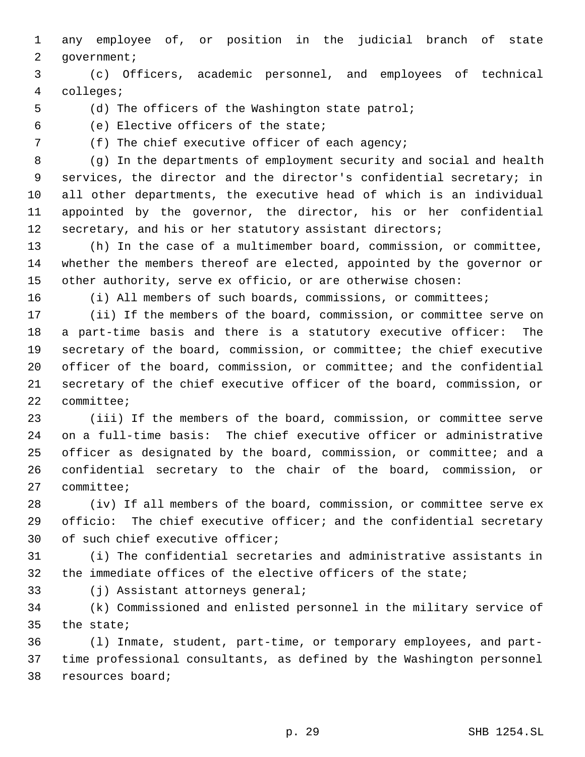any employee of, or position in the judicial branch of state government;

(c) Officers, academic personnel, and employees of technical colleges;

(d) The officers of the Washington state patrol;

(e) Elective officers of the state;

(f) The chief executive officer of each agency;

(g) In the departments of employment security and social and health services, the director and the director's confidential secretary; in all other departments, the executive head of which is an individual appointed by the governor, the director, his or her confidential secretary, and his or her statutory assistant directors;

(h) In the case of a multimember board, commission, or committee, whether the members thereof are elected, appointed by the governor or other authority, serve ex officio, or are otherwise chosen:

(i) All members of such boards, commissions, or committees;

(ii) If the members of the board, commission, or committee serve on a part-time basis and there is a statutory executive officer: The secretary of the board, commission, or committee; the chief executive officer of the board, commission, or committee; and the confidential secretary of the chief executive officer of the board, commission, or committee;

(iii) If the members of the board, commission, or committee serve on a full-time basis: The chief executive officer or administrative officer as designated by the board, commission, or committee; and a confidential secretary to the chair of the board, commission, or committee;

(iv) If all members of the board, commission, or committee serve ex officio: The chief executive officer; and the confidential secretary of such chief executive officer;

(i) The confidential secretaries and administrative assistants in the immediate offices of the elective officers of the state;

(j) Assistant attorneys general;

(k) Commissioned and enlisted personnel in the military service of the state;

(l) Inmate, student, part-time, or temporary employees, and part-time professional consultants, as defined by the Washington personnel resources board;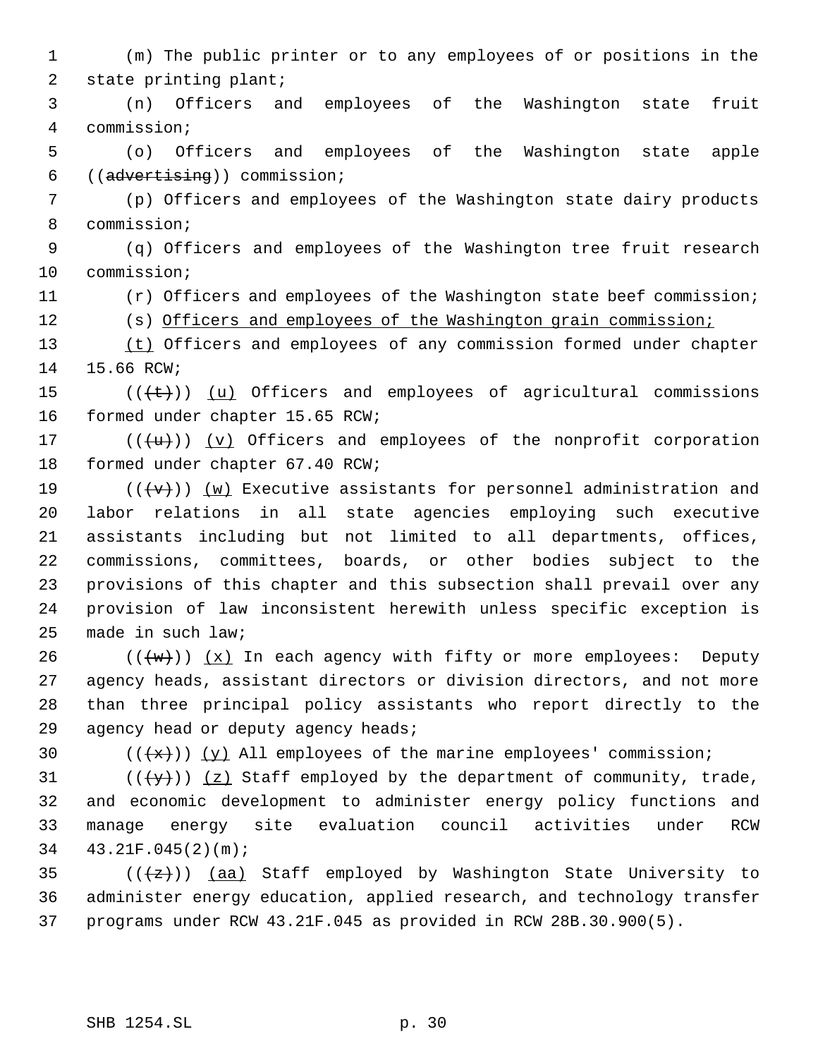(m) The public printer or to any employees of or positions in the state printing plant;

(n) Officers and employees of the Washington state fruit commission;

(o) Officers and employees of the Washington state apple ((~~advertising~~)) commission;

(p) Officers and employees of the Washington state dairy products commission;

(q) Officers and employees of the Washington tree fruit research commission;

(r) Officers and employees of the Washington state beef commission;

(s) Officers and employees of the Washington grain commission;

(t) Officers and employees of any commission formed under chapter 15.66 RCW;

((~~(t)~~)) (u) Officers and employees of agricultural commissions formed under chapter 15.65 RCW;

((~~(u)~~)) (v) Officers and employees of the nonprofit corporation formed under chapter 67.40 RCW;

((~~(v)~~)) (w) Executive assistants for personnel administration and labor relations in all state agencies employing such executive assistants including but not limited to all departments, offices, commissions, committees, boards, or other bodies subject to the provisions of this chapter and this subsection shall prevail over any provision of law inconsistent herewith unless specific exception is made in such law;

((~~(w)~~)) (x) In each agency with fifty or more employees: Deputy agency heads, assistant directors or division directors, and not more than three principal policy assistants who report directly to the agency head or deputy agency heads;

((~~(x)~~)) (y) All employees of the marine employees' commission;

((~~(y)~~)) (z) Staff employed by the department of community, trade, and economic development to administer energy policy functions and manage energy site evaluation council activities under RCW 43.21F.045(2)(m);

((~~(z)~~)) (aa) Staff employed by Washington State University to administer energy education, applied research, and technology transfer programs under RCW 43.21F.045 as provided in RCW 28B.30.900(5).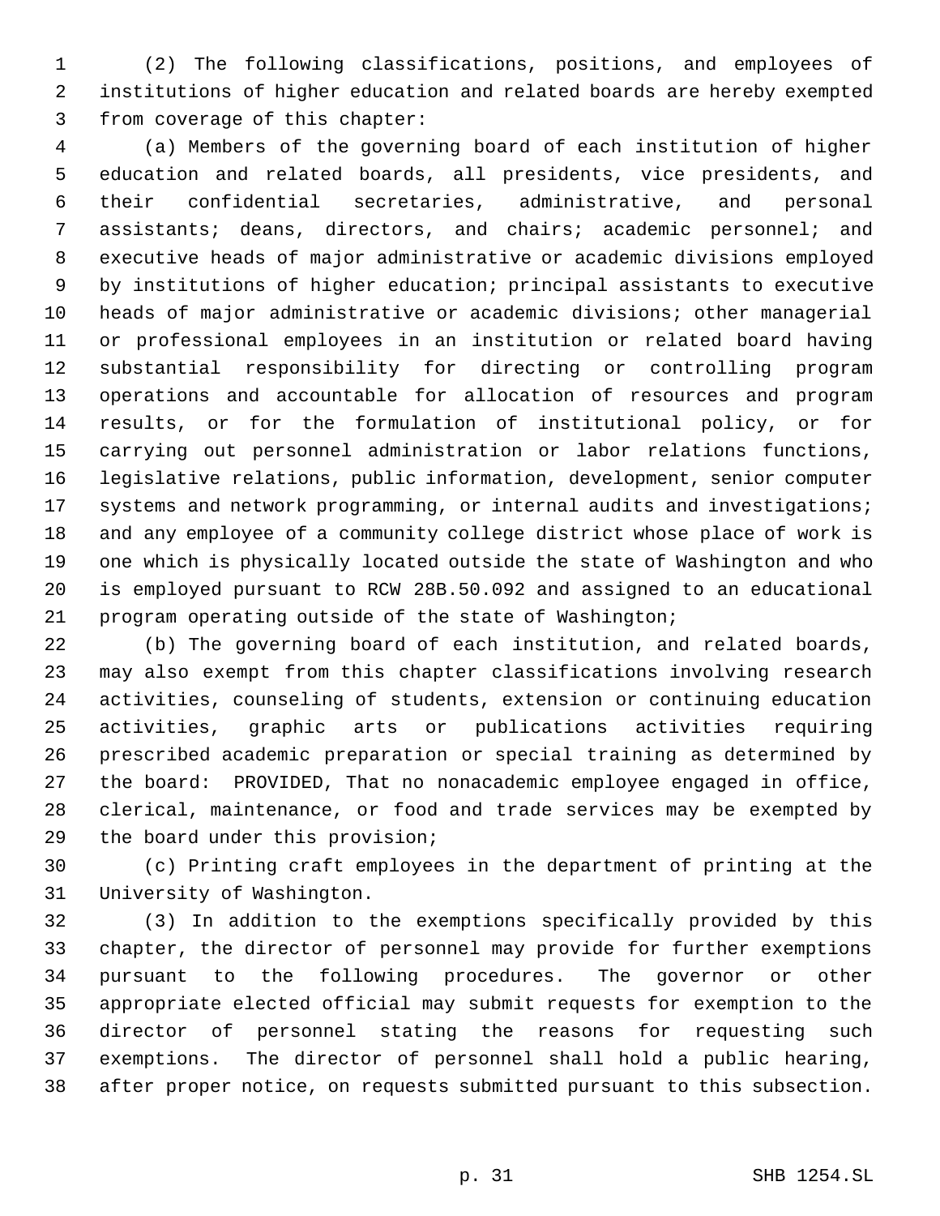(2) The following classifications, positions, and employees of institutions of higher education and related boards are hereby exempted from coverage of this chapter:

(a) Members of the governing board of each institution of higher education and related boards, all presidents, vice presidents, and their confidential secretaries, administrative, and personal assistants; deans, directors, and chairs; academic personnel; and executive heads of major administrative or academic divisions employed by institutions of higher education; principal assistants to executive heads of major administrative or academic divisions; other managerial or professional employees in an institution or related board having substantial responsibility for directing or controlling program operations and accountable for allocation of resources and program results, or for the formulation of institutional policy, or for carrying out personnel administration or labor relations functions, legislative relations, public information, development, senior computer systems and network programming, or internal audits and investigations; and any employee of a community college district whose place of work is one which is physically located outside the state of Washington and who is employed pursuant to RCW 28B.50.092 and assigned to an educational program operating outside of the state of Washington;

(b) The governing board of each institution, and related boards, may also exempt from this chapter classifications involving research activities, counseling of students, extension or continuing education activities, graphic arts or publications activities requiring prescribed academic preparation or special training as determined by the board: PROVIDED, That no nonacademic employee engaged in office, clerical, maintenance, or food and trade services may be exempted by the board under this provision;

(c) Printing craft employees in the department of printing at the University of Washington.

(3) In addition to the exemptions specifically provided by this chapter, the director of personnel may provide for further exemptions pursuant to the following procedures. The governor or other appropriate elected official may submit requests for exemption to the director of personnel stating the reasons for requesting such exemptions. The director of personnel shall hold a public hearing, after proper notice, on requests submitted pursuant to this subsection.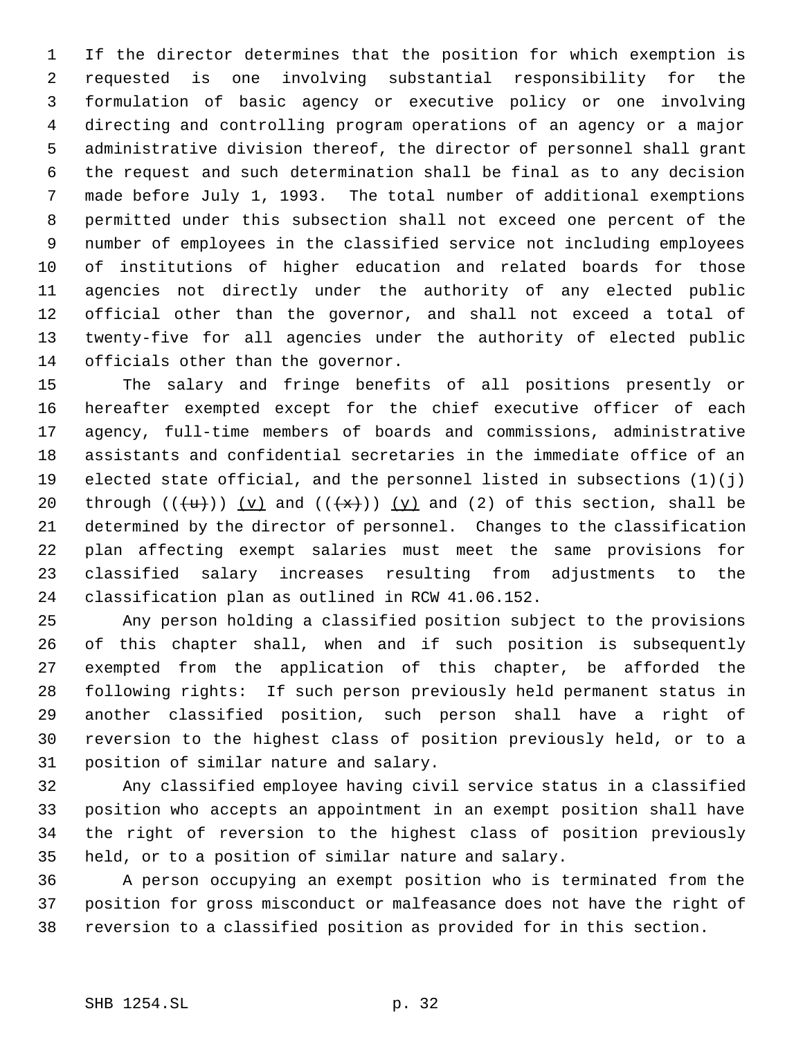If the director determines that the position for which exemption is requested is one involving substantial responsibility for the formulation of basic agency or executive policy or one involving directing and controlling program operations of an agency or a major administrative division thereof, the director of personnel shall grant the request and such determination shall be final as to any decision made before July 1, 1993. The total number of additional exemptions permitted under this subsection shall not exceed one percent of the number of employees in the classified service not including employees of institutions of higher education and related boards for those agencies not directly under the authority of any elected public official other than the governor, and shall not exceed a total of twenty-five for all agencies under the authority of elected public officials other than the governor.

The salary and fringe benefits of all positions presently or hereafter exempted except for the chief executive officer of each agency, full-time members of boards and commissions, administrative assistants and confidential secretaries in the immediate office of an elected state official, and the personnel listed in subsections (1)(j) through ~~((u))~~ (v) and ~~((x))~~ (y) and (2) of this section, shall be determined by the director of personnel. Changes to the classification plan affecting exempt salaries must meet the same provisions for classified salary increases resulting from adjustments to the classification plan as outlined in RCW 41.06.152.

Any person holding a classified position subject to the provisions of this chapter shall, when and if such position is subsequently exempted from the application of this chapter, be afforded the following rights: If such person previously held permanent status in another classified position, such person shall have a right of reversion to the highest class of position previously held, or to a position of similar nature and salary.

Any classified employee having civil service status in a classified position who accepts an appointment in an exempt position shall have the right of reversion to the highest class of position previously held, or to a position of similar nature and salary.

A person occupying an exempt position who is terminated from the position for gross misconduct or malfeasance does not have the right of reversion to a classified position as provided for in this section.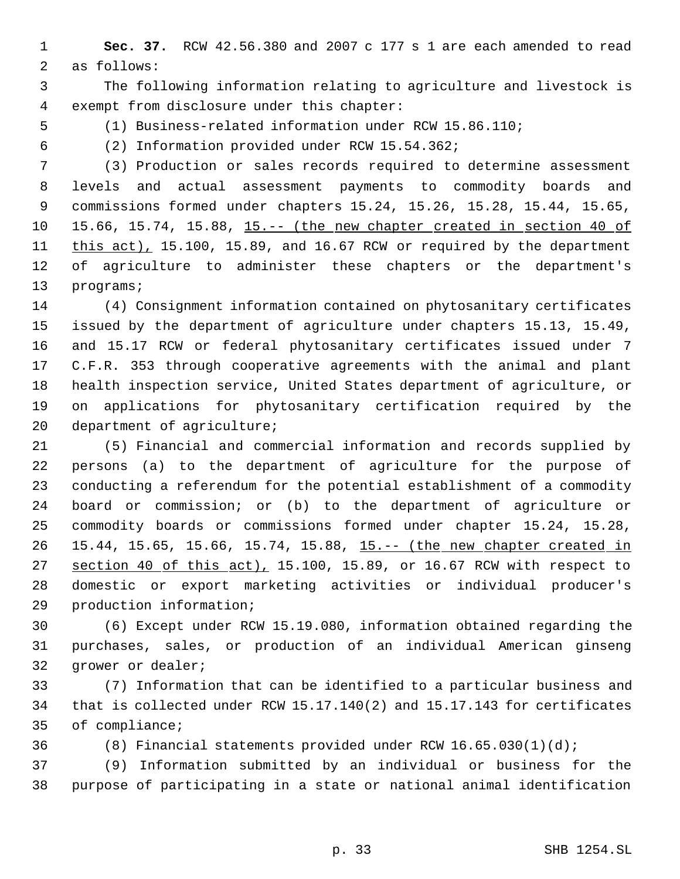**Sec. 37.** RCW 42.56.380 and 2007 c 177 s 1 are each amended to read as follows:

The following information relating to agriculture and livestock is exempt from disclosure under this chapter:

(1) Business-related information under RCW 15.86.110;

(2) Information provided under RCW 15.54.362;

(3) Production or sales records required to determine assessment levels and actual assessment payments to commodity boards and commissions formed under chapters 15.24, 15.26, 15.28, 15.44, 15.65, 15.66, 15.74, 15.88, <u>15.-- (the new chapter created in section 40 of this act),</u> 15.100, 15.89, and 16.67 RCW or required by the department of agriculture to administer these chapters or the department's programs;

(4) Consignment information contained on phytosanitary certificates issued by the department of agriculture under chapters 15.13, 15.49, and 15.17 RCW or federal phytosanitary certificates issued under 7 C.F.R. 353 through cooperative agreements with the animal and plant health inspection service, United States department of agriculture, or on applications for phytosanitary certification required by the department of agriculture;

(5) Financial and commercial information and records supplied by persons (a) to the department of agriculture for the purpose of conducting a referendum for the potential establishment of a commodity board or commission; or (b) to the department of agriculture or commodity boards or commissions formed under chapter 15.24, 15.28, 15.44, 15.65, 15.66, 15.74, 15.88, <u>15.-- (the new chapter created in section 40 of this act),</u> 15.100, 15.89, or 16.67 RCW with respect to domestic or export marketing activities or individual producer's production information;

(6) Except under RCW 15.19.080, information obtained regarding the purchases, sales, or production of an individual American ginseng grower or dealer;

(7) Information that can be identified to a particular business and that is collected under RCW 15.17.140(2) and 15.17.143 for certificates of compliance;

(8) Financial statements provided under RCW 16.65.030(1)(d);

(9) Information submitted by an individual or business for the purpose of participating in a state or national animal identification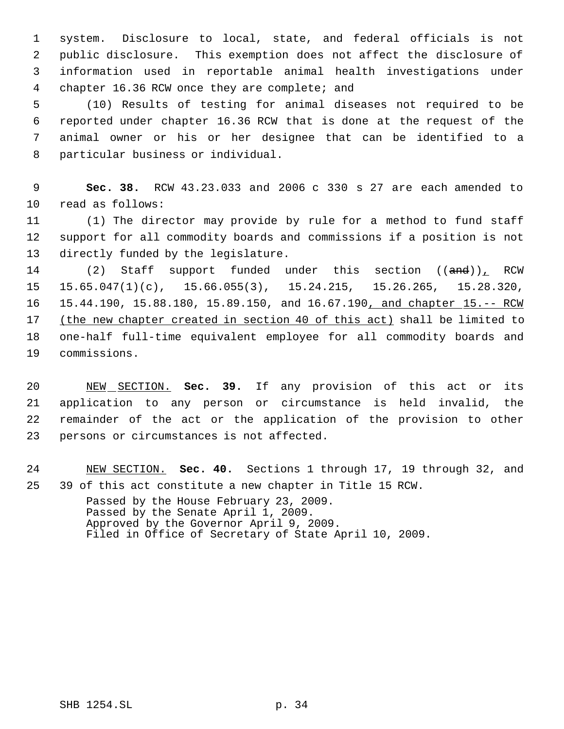system. Disclosure to local, state, and federal officials is not public disclosure. This exemption does not affect the disclosure of information used in reportable animal health investigations under chapter 16.36 RCW once they are complete; and

(10) Results of testing for animal diseases not required to be reported under chapter 16.36 RCW that is done at the request of the animal owner or his or her designee that can be identified to a particular business or individual.

**Sec. 38.** RCW 43.23.033 and 2006 c 330 s 27 are each amended to read as follows:

(1) The director may provide by rule for a method to fund staff support for all commodity boards and commissions if a position is not directly funded by the legislature.

(2) Staff support funded under this section ((~~and~~))<u>,</u> RCW 15.65.047(1)(c), 15.66.055(3), 15.24.215, 15.26.265, 15.28.320, 15.44.190, 15.88.180, 15.89.150, and 16.67.190<u>, and chapter 15.-- RCW (the new chapter created in section 40 of this act)</u> shall be limited to one-half full-time equivalent employee for all commodity boards and commissions.

<u>NEW SECTION.</u> **Sec. 39.** If any provision of this act or its application to any person or circumstance is held invalid, the remainder of the act or the application of the provision to other persons or circumstances is not affected.

<u>NEW SECTION.</u> **Sec. 40.** Sections 1 through 17, 19 through 32, and 39 of this act constitute a new chapter in Title 15 RCW.

Passed by the House February 23, 2009.
Passed by the Senate April 1, 2009.
Approved by the Governor April 9, 2009.
Filed in Office of Secretary of State April 10, 2009.